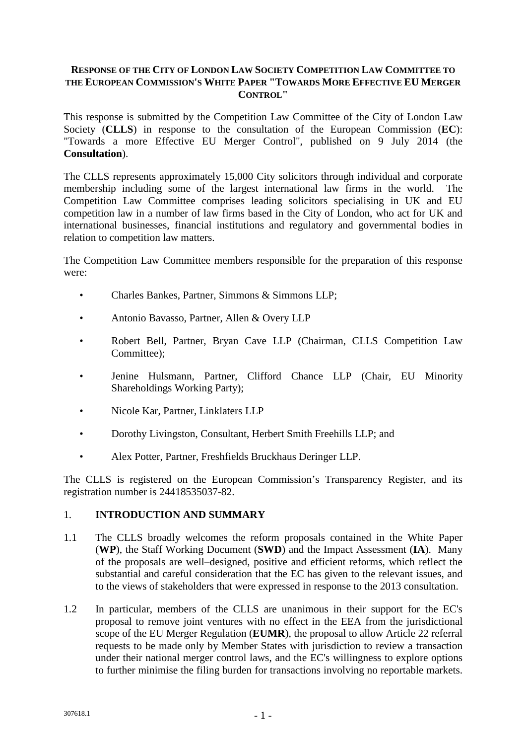**RESPONSE OF THE CITY OF LONDON LAW SOCIETY COMPETITION LAW COMMITTEE TO THE EUROPEAN COMMISSION'S WHITE PAPER "TOWARDS MORE EFFECTIVE EU MERGER CONTROL"**

This response is submitted by the Competition Law Committee of the City of London Law Society (**CLLS**) in response to the consultation of the European Commission (**EC**): "Towards a more Effective EU Merger Control", published on 9 July 2014 (the **Consultation**).

The CLLS represents approximately 15,000 City solicitors through individual and corporate membership including some of the largest international law firms in the world. The Competition Law Committee comprises leading solicitors specialising in UK and EU competition law in a number of law firms based in the City of London, who act for UK and international businesses, financial institutions and regulatory and governmental bodies in relation to competition law matters.

The Competition Law Committee members responsible for the preparation of this response were:

- Charles Bankes, Partner, Simmons & Simmons LLP;
- Antonio Bavasso, Partner, Allen & Overy LLP
- Robert Bell, Partner, Bryan Cave LLP (Chairman, CLLS Competition Law Committee);
- Jenine Hulsmann, Partner, Clifford Chance LLP (Chair, EU Minority Shareholdings Working Party);
- Nicole Kar, Partner, Linklaters LLP
- Dorothy Livingston, Consultant, Herbert Smith Freehills LLP; and
- Alex Potter, Partner, Freshfields Bruckhaus Deringer LLP.

The CLLS is registered on the European Commission's Transparency Register, and its registration number is 24418535037-82.

## 1. INTRODUCTION AND SUMMARY

1.1 The CLLS broadly welcomes the reform proposals contained in the White Paper (**WP**), the Staff Working Document (**SWD**) and the Impact Assessment (**IA**). Many of the proposals are well–designed, positive and efficient reforms, which reflect the substantial and careful consideration that the EC has given to the relevant issues, and to the views of stakeholders that were expressed in response to the 2013 consultation.

1.2 In particular, members of the CLLS are unanimous in their support for the EC's proposal to remove joint ventures with no effect in the EEA from the jurisdictional scope of the EU Merger Regulation (**EUMR**), the proposal to allow Article 22 referral requests to be made only by Member States with jurisdiction to review a transaction under their national merger control laws, and the EC's willingness to explore options to further minimise the filing burden for transactions involving no reportable markets.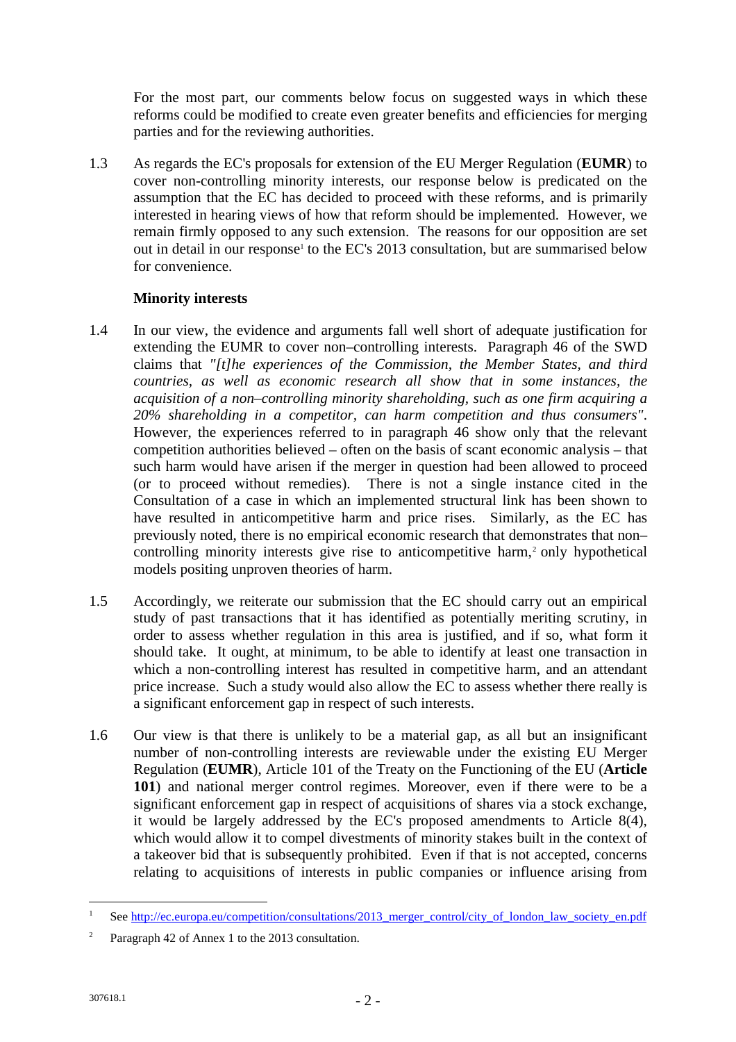For the most part, our comments below focus on suggested ways in which these reforms could be modified to create even greater benefits and efficiencies for merging parties and for the reviewing authorities.

1.3 As regards the EC's proposals for extension of the EU Merger Regulation (**EUMR**) to cover non-controlling minority interests, our response below is predicated on the assumption that the EC has decided to proceed with these reforms, and is primarily interested in hearing views of how that reform should be implemented. However, we remain firmly opposed to any such extension. The reasons for our opposition are set out in detail in our response[1] to the EC's 2013 consultation, but are summarised below for convenience.

**Minority interests**

1.4 In our view, the evidence and arguments fall well short of adequate justification for extending the EUMR to cover non–controlling interests. Paragraph 46 of the SWD claims that *"[t]he experiences of the Commission, the Member States, and third countries, as well as economic research all show that in some instances, the acquisition of a non–controlling minority shareholding, such as one firm acquiring a 20% shareholding in a competitor, can harm competition and thus consumers"*. However, the experiences referred to in paragraph 46 show only that the relevant competition authorities believed – often on the basis of scant economic analysis – that such harm would have arisen if the merger in question had been allowed to proceed (or to proceed without remedies). There is not a single instance cited in the Consultation of a case in which an implemented structural link has been shown to have resulted in anticompetitive harm and price rises. Similarly, as the EC has previously noted, there is no empirical economic research that demonstrates that non–controlling minority interests give rise to anticompetitive harm,[2] only hypothetical models positing unproven theories of harm.

1.5 Accordingly, we reiterate our submission that the EC should carry out an empirical study of past transactions that it has identified as potentially meriting scrutiny, in order to assess whether regulation in this area is justified, and if so, what form it should take. It ought, at minimum, to be able to identify at least one transaction in which a non-controlling interest has resulted in competitive harm, and an attendant price increase. Such a study would also allow the EC to assess whether there really is a significant enforcement gap in respect of such interests.

1.6 Our view is that there is unlikely to be a material gap, as all but an insignificant number of non-controlling interests are reviewable under the existing EU Merger Regulation (**EUMR**), Article 101 of the Treaty on the Functioning of the EU (**Article 101**) and national merger control regimes. Moreover, even if there were to be a significant enforcement gap in respect of acquisitions of shares via a stock exchange, it would be largely addressed by the EC's proposed amendments to Article 8(4), which would allow it to compel divestments of minority stakes built in the context of a takeover bid that is subsequently prohibited. Even if that is not accepted, concerns relating to acquisitions of interests in public companies or influence arising from

---

[1] See http://ec.europa.eu/competition/consultations/2013_merger_control/city_of_london_law_society_en.pdf

[2] Paragraph 42 of Annex 1 to the 2013 consultation.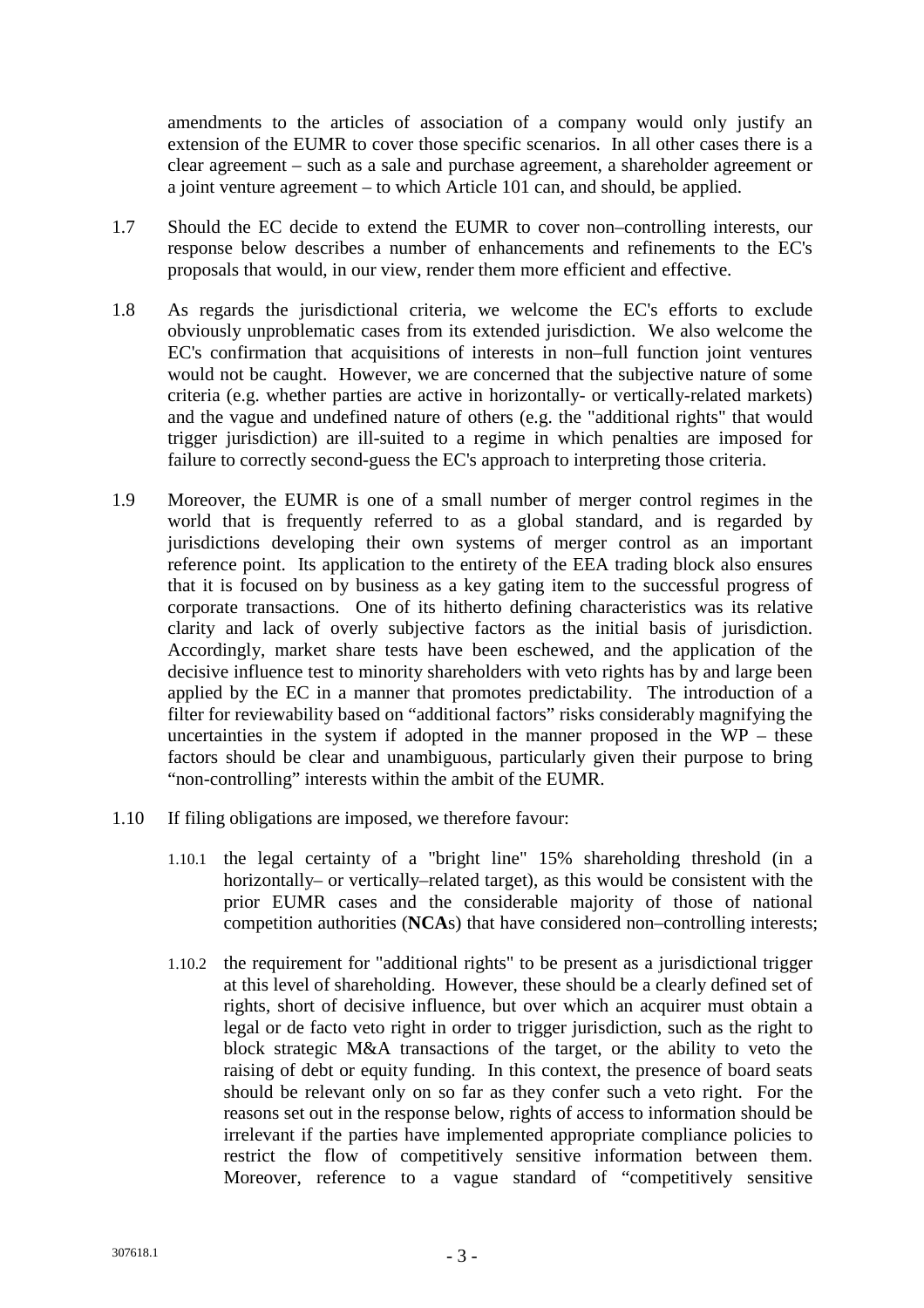amendments to the articles of association of a company would only justify an extension of the EUMR to cover those specific scenarios. In all other cases there is a clear agreement – such as a sale and purchase agreement, a shareholder agreement or a joint venture agreement – to which Article 101 can, and should, be applied.

1.7 Should the EC decide to extend the EUMR to cover non–controlling interests, our response below describes a number of enhancements and refinements to the EC's proposals that would, in our view, render them more efficient and effective.

1.8 As regards the jurisdictional criteria, we welcome the EC's efforts to exclude obviously unproblematic cases from its extended jurisdiction. We also welcome the EC's confirmation that acquisitions of interests in non–full function joint ventures would not be caught. However, we are concerned that the subjective nature of some criteria (e.g. whether parties are active in horizontally- or vertically-related markets) and the vague and undefined nature of others (e.g. the "additional rights" that would trigger jurisdiction) are ill-suited to a regime in which penalties are imposed for failure to correctly second-guess the EC's approach to interpreting those criteria.

1.9 Moreover, the EUMR is one of a small number of merger control regimes in the world that is frequently referred to as a global standard, and is regarded by jurisdictions developing their own systems of merger control as an important reference point. Its application to the entirety of the EEA trading block also ensures that it is focused on by business as a key gating item to the successful progress of corporate transactions. One of its hitherto defining characteristics was its relative clarity and lack of overly subjective factors as the initial basis of jurisdiction. Accordingly, market share tests have been eschewed, and the application of the decisive influence test to minority shareholders with veto rights has by and large been applied by the EC in a manner that promotes predictability. The introduction of a filter for reviewability based on "additional factors" risks considerably magnifying the uncertainties in the system if adopted in the manner proposed in the WP – these factors should be clear and unambiguous, particularly given their purpose to bring "non-controlling" interests within the ambit of the EUMR.

1.10 If filing obligations are imposed, we therefore favour:

1.10.1 the legal certainty of a "bright line" 15% shareholding threshold (in a horizontally– or vertically–related target), as this would be consistent with the prior EUMR cases and the considerable majority of those of national competition authorities (**NCA**s) that have considered non–controlling interests;

1.10.2 the requirement for "additional rights" to be present as a jurisdictional trigger at this level of shareholding. However, these should be a clearly defined set of rights, short of decisive influence, but over which an acquirer must obtain a legal or de facto veto right in order to trigger jurisdiction, such as the right to block strategic M&A transactions of the target, or the ability to veto the raising of debt or equity funding. In this context, the presence of board seats should be relevant only on so far as they confer such a veto right. For the reasons set out in the response below, rights of access to information should be irrelevant if the parties have implemented appropriate compliance policies to restrict the flow of competitively sensitive information between them. Moreover, reference to a vague standard of "competitively sensitive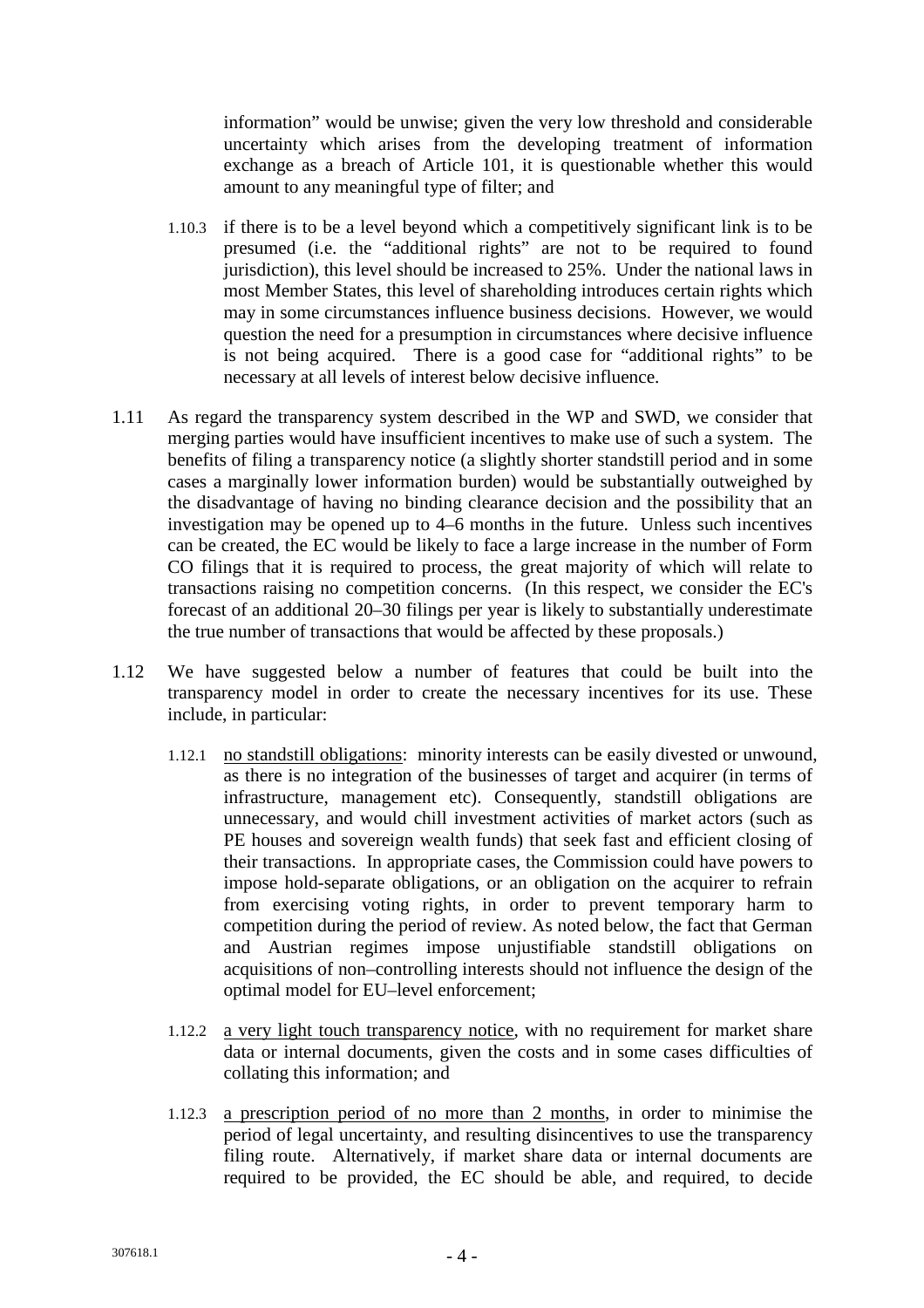information" would be unwise; given the very low threshold and considerable uncertainty which arises from the developing treatment of information exchange as a breach of Article 101, it is questionable whether this would amount to any meaningful type of filter; and

1.10.3 if there is to be a level beyond which a competitively significant link is to be presumed (i.e. the "additional rights" are not to be required to found jurisdiction), this level should be increased to 25%. Under the national laws in most Member States, this level of shareholding introduces certain rights which may in some circumstances influence business decisions. However, we would question the need for a presumption in circumstances where decisive influence is not being acquired. There is a good case for "additional rights" to be necessary at all levels of interest below decisive influence.

1.11 As regard the transparency system described in the WP and SWD, we consider that merging parties would have insufficient incentives to make use of such a system. The benefits of filing a transparency notice (a slightly shorter standstill period and in some cases a marginally lower information burden) would be substantially outweighed by the disadvantage of having no binding clearance decision and the possibility that an investigation may be opened up to 4–6 months in the future. Unless such incentives can be created, the EC would be likely to face a large increase in the number of Form CO filings that it is required to process, the great majority of which will relate to transactions raising no competition concerns. (In this respect, we consider the EC's forecast of an additional 20–30 filings per year is likely to substantially underestimate the true number of transactions that would be affected by these proposals.)

1.12 We have suggested below a number of features that could be built into the transparency model in order to create the necessary incentives for its use. These include, in particular:

1.12.1 <u>no standstill obligations</u>: minority interests can be easily divested or unwound, as there is no integration of the businesses of target and acquirer (in terms of infrastructure, management etc). Consequently, standstill obligations are unnecessary, and would chill investment activities of market actors (such as PE houses and sovereign wealth funds) that seek fast and efficient closing of their transactions. In appropriate cases, the Commission could have powers to impose hold-separate obligations, or an obligation on the acquirer to refrain from exercising voting rights, in order to prevent temporary harm to competition during the period of review. As noted below, the fact that German and Austrian regimes impose unjustifiable standstill obligations on acquisitions of non–controlling interests should not influence the design of the optimal model for EU–level enforcement;

1.12.2 <u>a very light touch transparency notice</u>, with no requirement for market share data or internal documents, given the costs and in some cases difficulties of collating this information; and

1.12.3 <u>a prescription period of no more than 2 months</u>, in order to minimise the period of legal uncertainty, and resulting disincentives to use the transparency filing route. Alternatively, if market share data or internal documents are required to be provided, the EC should be able, and required, to decide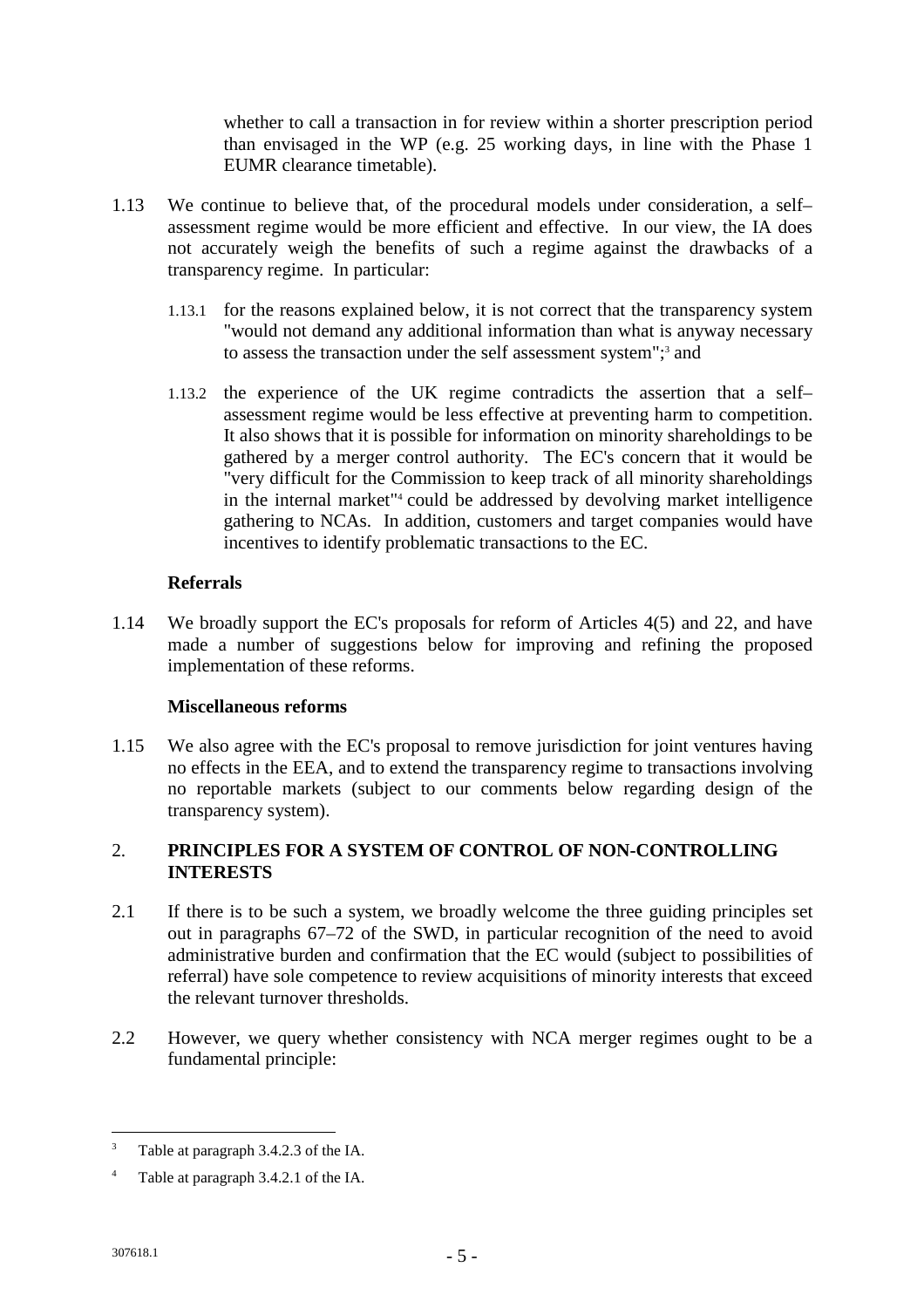whether to call a transaction in for review within a shorter prescription period than envisaged in the WP (e.g. 25 working days, in line with the Phase 1 EUMR clearance timetable).

1.13 We continue to believe that, of the procedural models under consideration, a self–assessment regime would be more efficient and effective. In our view, the IA does not accurately weigh the benefits of such a regime against the drawbacks of a transparency regime. In particular:

1.13.1 for the reasons explained below, it is not correct that the transparency system "would not demand any additional information than what is anyway necessary to assess the transaction under the self assessment system";[3] and

1.13.2 the experience of the UK regime contradicts the assertion that a self–assessment regime would be less effective at preventing harm to competition. It also shows that it is possible for information on minority shareholdings to be gathered by a merger control authority. The EC's concern that it would be "very difficult for the Commission to keep track of all minority shareholdings in the internal market"[4] could be addressed by devolving market intelligence gathering to NCAs. In addition, customers and target companies would have incentives to identify problematic transactions to the EC.

**Referrals**

1.14 We broadly support the EC's proposals for reform of Articles 4(5) and 22, and have made a number of suggestions below for improving and refining the proposed implementation of these reforms.

**Miscellaneous reforms**

1.15 We also agree with the EC's proposal to remove jurisdiction for joint ventures having no effects in the EEA, and to extend the transparency regime to transactions involving no reportable markets (subject to our comments below regarding design of the transparency system).

## 2. PRINCIPLES FOR A SYSTEM OF CONTROL OF NON-CONTROLLING INTERESTS

2.1 If there is to be such a system, we broadly welcome the three guiding principles set out in paragraphs 67–72 of the SWD, in particular recognition of the need to avoid administrative burden and confirmation that the EC would (subject to possibilities of referral) have sole competence to review acquisitions of minority interests that exceed the relevant turnover thresholds.

2.2 However, we query whether consistency with NCA merger regimes ought to be a fundamental principle:

---

[3] Table at paragraph 3.4.2.3 of the IA.

[4] Table at paragraph 3.4.2.1 of the IA.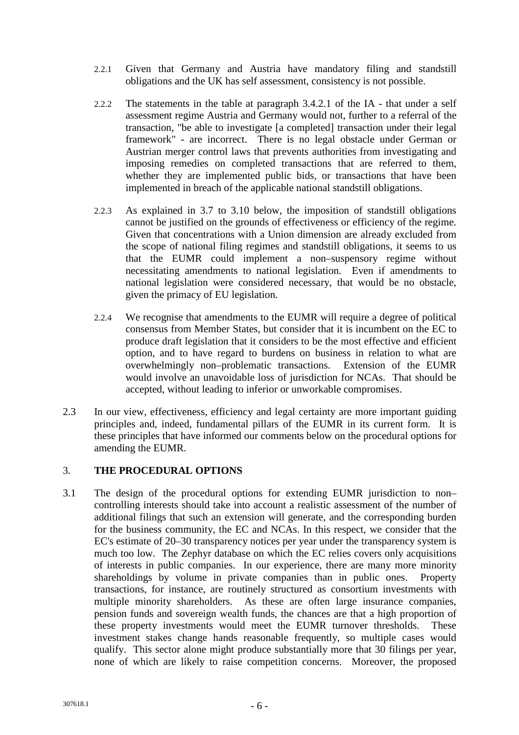2.2.1 Given that Germany and Austria have mandatory filing and standstill obligations and the UK has self assessment, consistency is not possible.

2.2.2 The statements in the table at paragraph 3.4.2.1 of the IA - that under a self assessment regime Austria and Germany would not, further to a referral of the transaction, "be able to investigate [a completed] transaction under their legal framework" - are incorrect. There is no legal obstacle under German or Austrian merger control laws that prevents authorities from investigating and imposing remedies on completed transactions that are referred to them, whether they are implemented public bids, or transactions that have been implemented in breach of the applicable national standstill obligations.

2.2.3 As explained in 3.7 to 3.10 below, the imposition of standstill obligations cannot be justified on the grounds of effectiveness or efficiency of the regime. Given that concentrations with a Union dimension are already excluded from the scope of national filing regimes and standstill obligations, it seems to us that the EUMR could implement a non–suspensory regime without necessitating amendments to national legislation. Even if amendments to national legislation were considered necessary, that would be no obstacle, given the primacy of EU legislation.

2.2.4 We recognise that amendments to the EUMR will require a degree of political consensus from Member States, but consider that it is incumbent on the EC to produce draft legislation that it considers to be the most effective and efficient option, and to have regard to burdens on business in relation to what are overwhelmingly non–problematic transactions. Extension of the EUMR would involve an unavoidable loss of jurisdiction for NCAs. That should be accepted, without leading to inferior or unworkable compromises.

2.3 In our view, effectiveness, efficiency and legal certainty are more important guiding principles and, indeed, fundamental pillars of the EUMR in its current form. It is these principles that have informed our comments below on the procedural options for amending the EUMR.

## 3. THE PROCEDURAL OPTIONS

3.1 The design of the procedural options for extending EUMR jurisdiction to non–controlling interests should take into account a realistic assessment of the number of additional filings that such an extension will generate, and the corresponding burden for the business community, the EC and NCAs. In this respect, we consider that the EC's estimate of 20–30 transparency notices per year under the transparency system is much too low. The Zephyr database on which the EC relies covers only acquisitions of interests in public companies. In our experience, there are many more minority shareholdings by volume in private companies than in public ones. Property transactions, for instance, are routinely structured as consortium investments with multiple minority shareholders. As these are often large insurance companies, pension funds and sovereign wealth funds, the chances are that a high proportion of these property investments would meet the EUMR turnover thresholds. These investment stakes change hands reasonable frequently, so multiple cases would qualify. This sector alone might produce substantially more that 30 filings per year, none of which are likely to raise competition concerns. Moreover, the proposed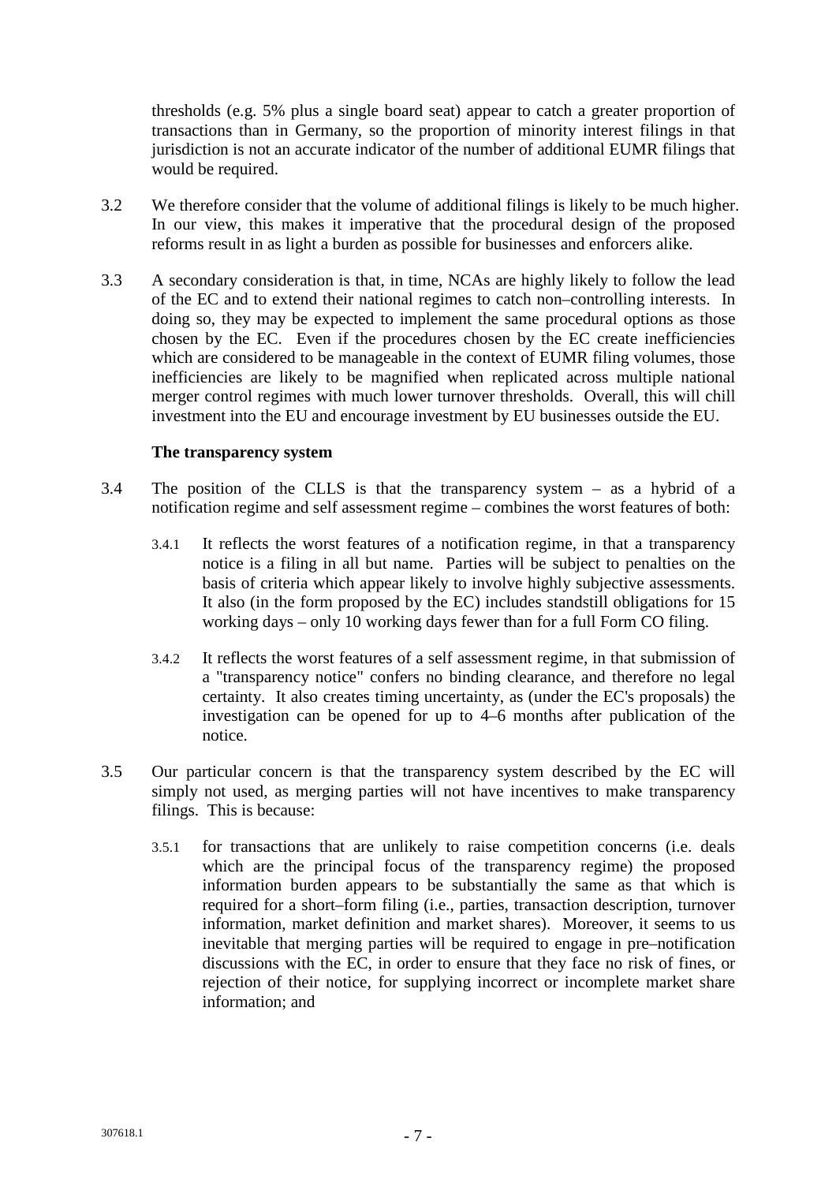thresholds (e.g. 5% plus a single board seat) appear to catch a greater proportion of transactions than in Germany, so the proportion of minority interest filings in that jurisdiction is not an accurate indicator of the number of additional EUMR filings that would be required.

3.2 We therefore consider that the volume of additional filings is likely to be much higher. In our view, this makes it imperative that the procedural design of the proposed reforms result in as light a burden as possible for businesses and enforcers alike.

3.3 A secondary consideration is that, in time, NCAs are highly likely to follow the lead of the EC and to extend their national regimes to catch non–controlling interests. In doing so, they may be expected to implement the same procedural options as those chosen by the EC. Even if the procedures chosen by the EC create inefficiencies which are considered to be manageable in the context of EUMR filing volumes, those inefficiencies are likely to be magnified when replicated across multiple national merger control regimes with much lower turnover thresholds. Overall, this will chill investment into the EU and encourage investment by EU businesses outside the EU.

**The transparency system**

3.4 The position of the CLLS is that the transparency system – as a hybrid of a notification regime and self assessment regime – combines the worst features of both:

3.4.1 It reflects the worst features of a notification regime, in that a transparency notice is a filing in all but name. Parties will be subject to penalties on the basis of criteria which appear likely to involve highly subjective assessments. It also (in the form proposed by the EC) includes standstill obligations for 15 working days – only 10 working days fewer than for a full Form CO filing.

3.4.2 It reflects the worst features of a self assessment regime, in that submission of a "transparency notice" confers no binding clearance, and therefore no legal certainty. It also creates timing uncertainty, as (under the EC's proposals) the investigation can be opened for up to 4–6 months after publication of the notice.

3.5 Our particular concern is that the transparency system described by the EC will simply not used, as merging parties will not have incentives to make transparency filings. This is because:

3.5.1 for transactions that are unlikely to raise competition concerns (i.e. deals which are the principal focus of the transparency regime) the proposed information burden appears to be substantially the same as that which is required for a short–form filing (i.e., parties, transaction description, turnover information, market definition and market shares). Moreover, it seems to us inevitable that merging parties will be required to engage in pre–notification discussions with the EC, in order to ensure that they face no risk of fines, or rejection of their notice, for supplying incorrect or incomplete market share information; and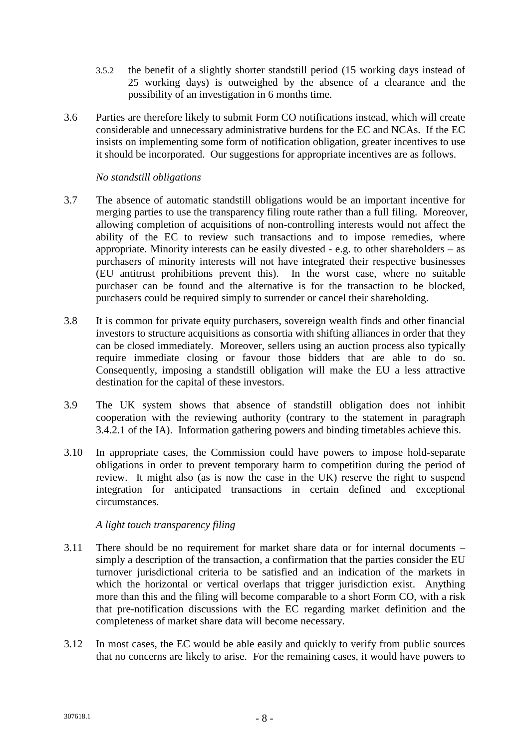3.5.2 the benefit of a slightly shorter standstill period (15 working days instead of 25 working days) is outweighed by the absence of a clearance and the possibility of an investigation in 6 months time.

3.6 Parties are therefore likely to submit Form CO notifications instead, which will create considerable and unnecessary administrative burdens for the EC and NCAs. If the EC insists on implementing some form of notification obligation, greater incentives to use it should be incorporated. Our suggestions for appropriate incentives are as follows.

*No standstill obligations*

3.7 The absence of automatic standstill obligations would be an important incentive for merging parties to use the transparency filing route rather than a full filing. Moreover, allowing completion of acquisitions of non-controlling interests would not affect the ability of the EC to review such transactions and to impose remedies, where appropriate. Minority interests can be easily divested - e.g. to other shareholders – as purchasers of minority interests will not have integrated their respective businesses (EU antitrust prohibitions prevent this). In the worst case, where no suitable purchaser can be found and the alternative is for the transaction to be blocked, purchasers could be required simply to surrender or cancel their shareholding.

3.8 It is common for private equity purchasers, sovereign wealth finds and other financial investors to structure acquisitions as consortia with shifting alliances in order that they can be closed immediately. Moreover, sellers using an auction process also typically require immediate closing or favour those bidders that are able to do so. Consequently, imposing a standstill obligation will make the EU a less attractive destination for the capital of these investors.

3.9 The UK system shows that absence of standstill obligation does not inhibit cooperation with the reviewing authority (contrary to the statement in paragraph 3.4.2.1 of the IA). Information gathering powers and binding timetables achieve this.

3.10 In appropriate cases, the Commission could have powers to impose hold-separate obligations in order to prevent temporary harm to competition during the period of review. It might also (as is now the case in the UK) reserve the right to suspend integration for anticipated transactions in certain defined and exceptional circumstances.

*A light touch transparency filing*

3.11 There should be no requirement for market share data or for internal documents – simply a description of the transaction, a confirmation that the parties consider the EU turnover jurisdictional criteria to be satisfied and an indication of the markets in which the horizontal or vertical overlaps that trigger jurisdiction exist. Anything more than this and the filing will become comparable to a short Form CO, with a risk that pre-notification discussions with the EC regarding market definition and the completeness of market share data will become necessary.

3.12 In most cases, the EC would be able easily and quickly to verify from public sources that no concerns are likely to arise. For the remaining cases, it would have powers to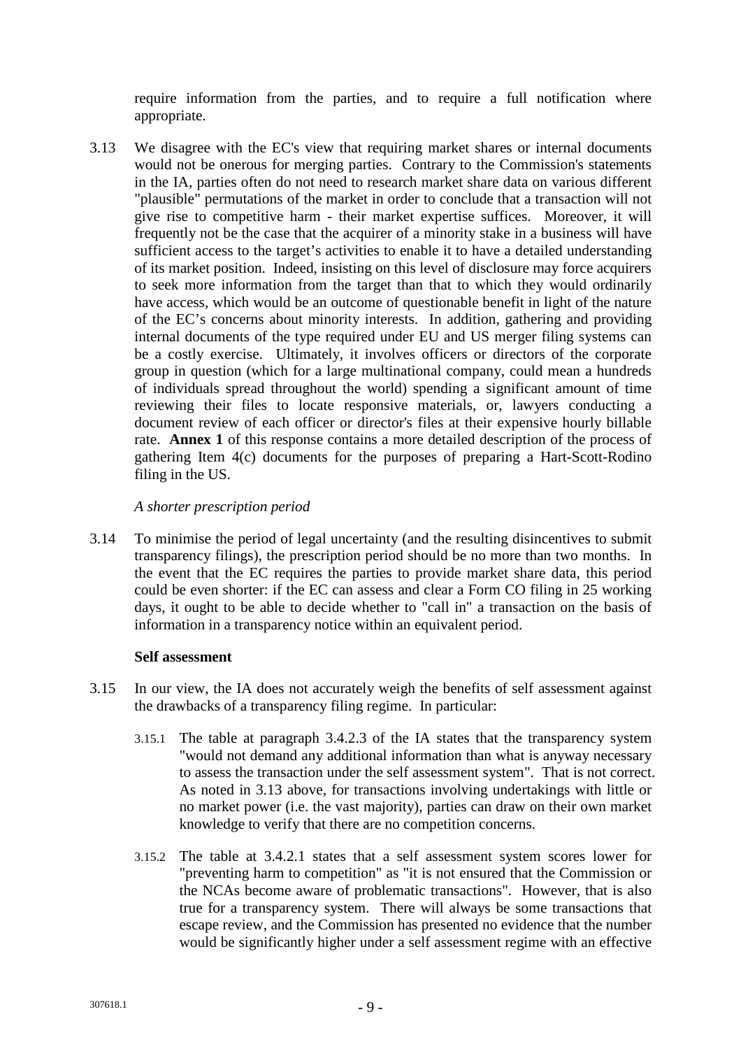require information from the parties, and to require a full notification where appropriate.

3.13 We disagree with the EC's view that requiring market shares or internal documents would not be onerous for merging parties. Contrary to the Commission's statements in the IA, parties often do not need to research market share data on various different "plausible" permutations of the market in order to conclude that a transaction will not give rise to competitive harm - their market expertise suffices. Moreover, it will frequently not be the case that the acquirer of a minority stake in a business will have sufficient access to the target's activities to enable it to have a detailed understanding of its market position. Indeed, insisting on this level of disclosure may force acquirers to seek more information from the target than that to which they would ordinarily have access, which would be an outcome of questionable benefit in light of the nature of the EC's concerns about minority interests. In addition, gathering and providing internal documents of the type required under EU and US merger filing systems can be a costly exercise. Ultimately, it involves officers or directors of the corporate group in question (which for a large multinational company, could mean a hundreds of individuals spread throughout the world) spending a significant amount of time reviewing their files to locate responsive materials, or, lawyers conducting a document review of each officer or director's files at their expensive hourly billable rate. **Annex 1** of this response contains a more detailed description of the process of gathering Item 4(c) documents for the purposes of preparing a Hart-Scott-Rodino filing in the US.

*A shorter prescription period*

3.14 To minimise the period of legal uncertainty (and the resulting disincentives to submit transparency filings), the prescription period should be no more than two months. In the event that the EC requires the parties to provide market share data, this period could be even shorter: if the EC can assess and clear a Form CO filing in 25 working days, it ought to be able to decide whether to "call in" a transaction on the basis of information in a transparency notice within an equivalent period.

**Self assessment**

3.15 In our view, the IA does not accurately weigh the benefits of self assessment against the drawbacks of a transparency filing regime. In particular:

3.15.1 The table at paragraph 3.4.2.3 of the IA states that the transparency system "would not demand any additional information than what is anyway necessary to assess the transaction under the self assessment system". That is not correct. As noted in 3.13 above, for transactions involving undertakings with little or no market power (i.e. the vast majority), parties can draw on their own market knowledge to verify that there are no competition concerns.

3.15.2 The table at 3.4.2.1 states that a self assessment system scores lower for "preventing harm to competition" as "it is not ensured that the Commission or the NCAs become aware of problematic transactions". However, that is also true for a transparency system. There will always be some transactions that escape review, and the Commission has presented no evidence that the number would be significantly higher under a self assessment regime with an effective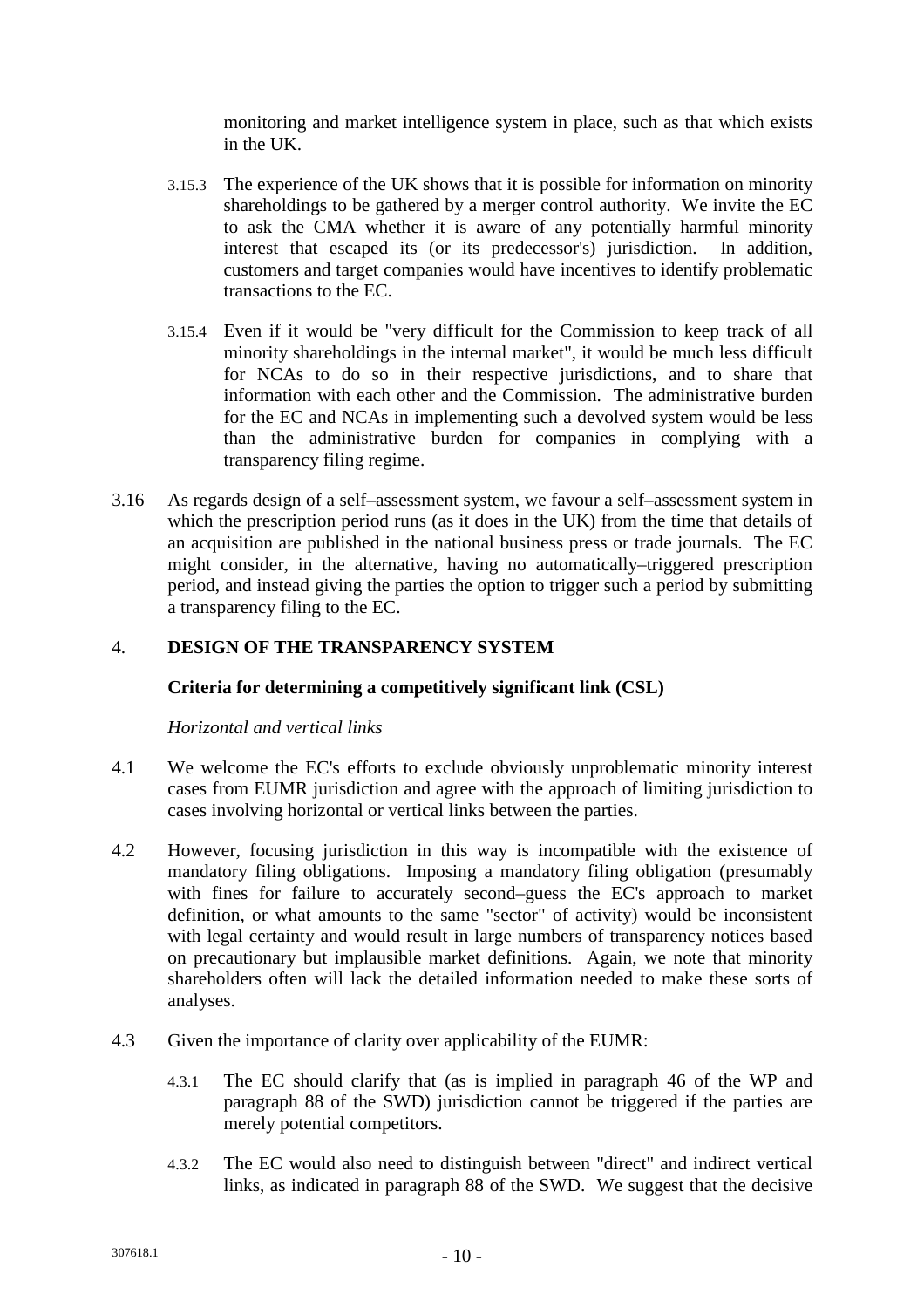monitoring and market intelligence system in place, such as that which exists in the UK.

3.15.3 The experience of the UK shows that it is possible for information on minority shareholdings to be gathered by a merger control authority. We invite the EC to ask the CMA whether it is aware of any potentially harmful minority interest that escaped its (or its predecessor's) jurisdiction. In addition, customers and target companies would have incentives to identify problematic transactions to the EC.

3.15.4 Even if it would be "very difficult for the Commission to keep track of all minority shareholdings in the internal market", it would be much less difficult for NCAs to do so in their respective jurisdictions, and to share that information with each other and the Commission. The administrative burden for the EC and NCAs in implementing such a devolved system would be less than the administrative burden for companies in complying with a transparency filing regime.

3.16 As regards design of a self–assessment system, we favour a self–assessment system in which the prescription period runs (as it does in the UK) from the time that details of an acquisition are published in the national business press or trade journals. The EC might consider, in the alternative, having no automatically–triggered prescription period, and instead giving the parties the option to trigger such a period by submitting a transparency filing to the EC.

## 4. DESIGN OF THE TRANSPARENCY SYSTEM

### Criteria for determining a competitively significant link (CSL)

*Horizontal and vertical links*

4.1 We welcome the EC's efforts to exclude obviously unproblematic minority interest cases from EUMR jurisdiction and agree with the approach of limiting jurisdiction to cases involving horizontal or vertical links between the parties.

4.2 However, focusing jurisdiction in this way is incompatible with the existence of mandatory filing obligations. Imposing a mandatory filing obligation (presumably with fines for failure to accurately second–guess the EC's approach to market definition, or what amounts to the same "sector" of activity) would be inconsistent with legal certainty and would result in large numbers of transparency notices based on precautionary but implausible market definitions. Again, we note that minority shareholders often will lack the detailed information needed to make these sorts of analyses.

4.3 Given the importance of clarity over applicability of the EUMR:

4.3.1 The EC should clarify that (as is implied in paragraph 46 of the WP and paragraph 88 of the SWD) jurisdiction cannot be triggered if the parties are merely potential competitors.

4.3.2 The EC would also need to distinguish between "direct" and indirect vertical links, as indicated in paragraph 88 of the SWD. We suggest that the decisive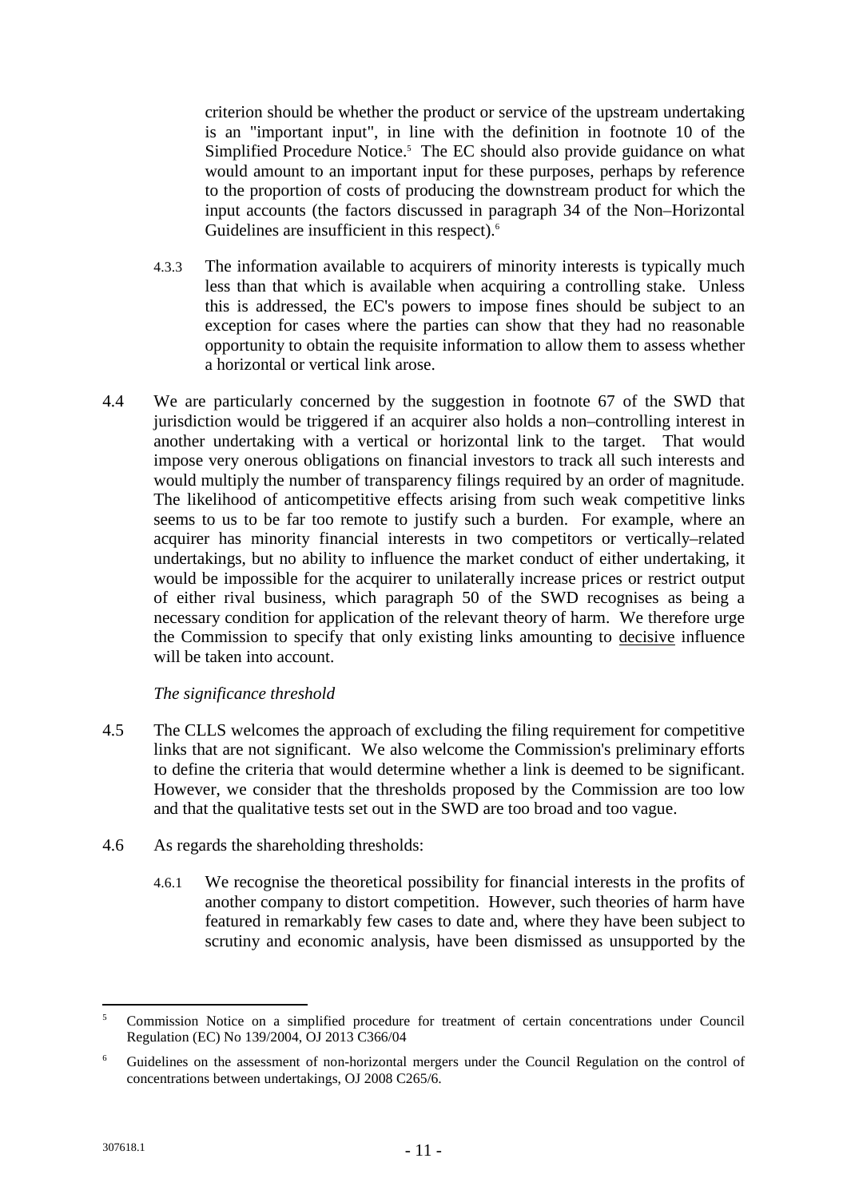criterion should be whether the product or service of the upstream undertaking is an "important input", in line with the definition in footnote 10 of the Simplified Procedure Notice.[5] The EC should also provide guidance on what would amount to an important input for these purposes, perhaps by reference to the proportion of costs of producing the downstream product for which the input accounts (the factors discussed in paragraph 34 of the Non–Horizontal Guidelines are insufficient in this respect).[6]

4.3.3 The information available to acquirers of minority interests is typically much less than that which is available when acquiring a controlling stake. Unless this is addressed, the EC's powers to impose fines should be subject to an exception for cases where the parties can show that they had no reasonable opportunity to obtain the requisite information to allow them to assess whether a horizontal or vertical link arose.

4.4 We are particularly concerned by the suggestion in footnote 67 of the SWD that jurisdiction would be triggered if an acquirer also holds a non–controlling interest in another undertaking with a vertical or horizontal link to the target. That would impose very onerous obligations on financial investors to track all such interests and would multiply the number of transparency filings required by an order of magnitude. The likelihood of anticompetitive effects arising from such weak competitive links seems to us to be far too remote to justify such a burden. For example, where an acquirer has minority financial interests in two competitors or vertically–related undertakings, but no ability to influence the market conduct of either undertaking, it would be impossible for the acquirer to unilaterally increase prices or restrict output of either rival business, which paragraph 50 of the SWD recognises as being a necessary condition for application of the relevant theory of harm. We therefore urge the Commission to specify that only existing links amounting to <u>decisive</u> influence will be taken into account.

*The significance threshold*

4.5 The CLLS welcomes the approach of excluding the filing requirement for competitive links that are not significant. We also welcome the Commission's preliminary efforts to define the criteria that would determine whether a link is deemed to be significant. However, we consider that the thresholds proposed by the Commission are too low and that the qualitative tests set out in the SWD are too broad and too vague.

4.6 As regards the shareholding thresholds:

4.6.1 We recognise the theoretical possibility for financial interests in the profits of another company to distort competition. However, such theories of harm have featured in remarkably few cases to date and, where they have been subject to scrutiny and economic analysis, have been dismissed as unsupported by the

---

[5] Commission Notice on a simplified procedure for treatment of certain concentrations under Council Regulation (EC) No 139/2004, OJ 2013 C366/04

[6] Guidelines on the assessment of non-horizontal mergers under the Council Regulation on the control of concentrations between undertakings, OJ 2008 C265/6.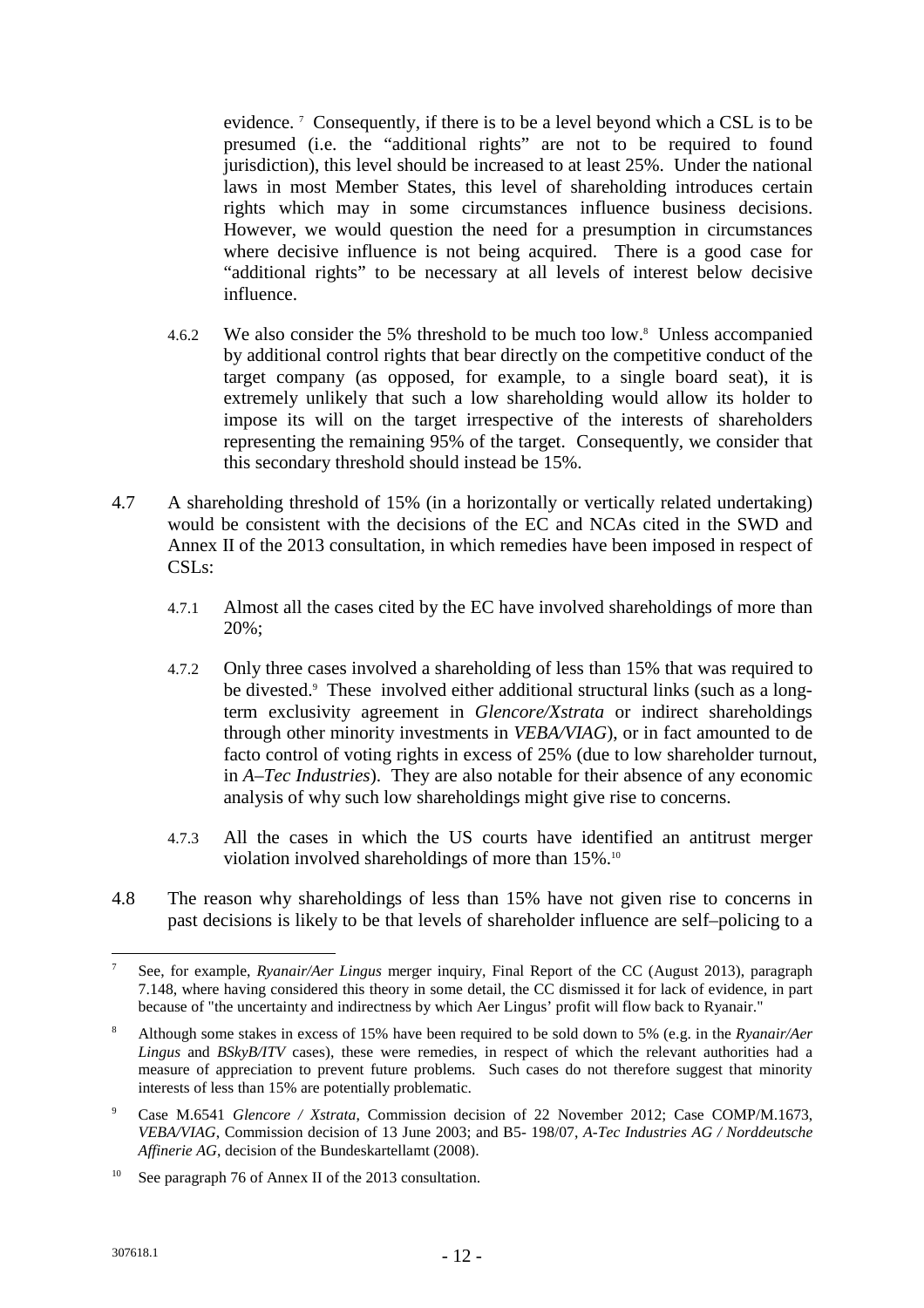evidence.[7] Consequently, if there is to be a level beyond which a CSL is to be presumed (i.e. the "additional rights" are not to be required to found jurisdiction), this level should be increased to at least 25%. Under the national laws in most Member States, this level of shareholding introduces certain rights which may in some circumstances influence business decisions. However, we would question the need for a presumption in circumstances where decisive influence is not being acquired. There is a good case for "additional rights" to be necessary at all levels of interest below decisive influence.

4.6.2 We also consider the 5% threshold to be much too low.[8] Unless accompanied by additional control rights that bear directly on the competitive conduct of the target company (as opposed, for example, to a single board seat), it is extremely unlikely that such a low shareholding would allow its holder to impose its will on the target irrespective of the interests of shareholders representing the remaining 95% of the target. Consequently, we consider that this secondary threshold should instead be 15%.

4.7 A shareholding threshold of 15% (in a horizontally or vertically related undertaking) would be consistent with the decisions of the EC and NCAs cited in the SWD and Annex II of the 2013 consultation, in which remedies have been imposed in respect of CSLs:

4.7.1 Almost all the cases cited by the EC have involved shareholdings of more than 20%;

4.7.2 Only three cases involved a shareholding of less than 15% that was required to be divested.[9] These involved either additional structural links (such as a long-term exclusivity agreement in *Glencore/Xstrata* or indirect shareholdings through other minority investments in *VEBA/VIAG*), or in fact amounted to de facto control of voting rights in excess of 25% (due to low shareholder turnout, in *A–Tec Industries*). They are also notable for their absence of any economic analysis of why such low shareholdings might give rise to concerns.

4.7.3 All the cases in which the US courts have identified an antitrust merger violation involved shareholdings of more than 15%.[10]

4.8 The reason why shareholdings of less than 15% have not given rise to concerns in past decisions is likely to be that levels of shareholder influence are self–policing to a

---

[7] See, for example, *Ryanair/Aer Lingus* merger inquiry, Final Report of the CC (August 2013), paragraph 7.148, where having considered this theory in some detail, the CC dismissed it for lack of evidence, in part because of "the uncertainty and indirectness by which Aer Lingus' profit will flow back to Ryanair."

[8] Although some stakes in excess of 15% have been required to be sold down to 5% (e.g. in the *Ryanair/Aer Lingus* and *BSkyB/ITV* cases), these were remedies, in respect of which the relevant authorities had a measure of appreciation to prevent future problems. Such cases do not therefore suggest that minority interests of less than 15% are potentially problematic.

[9] Case M.6541 *Glencore / Xstrata*, Commission decision of 22 November 2012; Case COMP/M.1673, *VEBA/VIAG*, Commission decision of 13 June 2003; and B5- 198/07, *A-Tec Industries AG / Norddeutsche Affinerie AG*, decision of the Bundeskartellamt (2008).

[10] See paragraph 76 of Annex II of the 2013 consultation.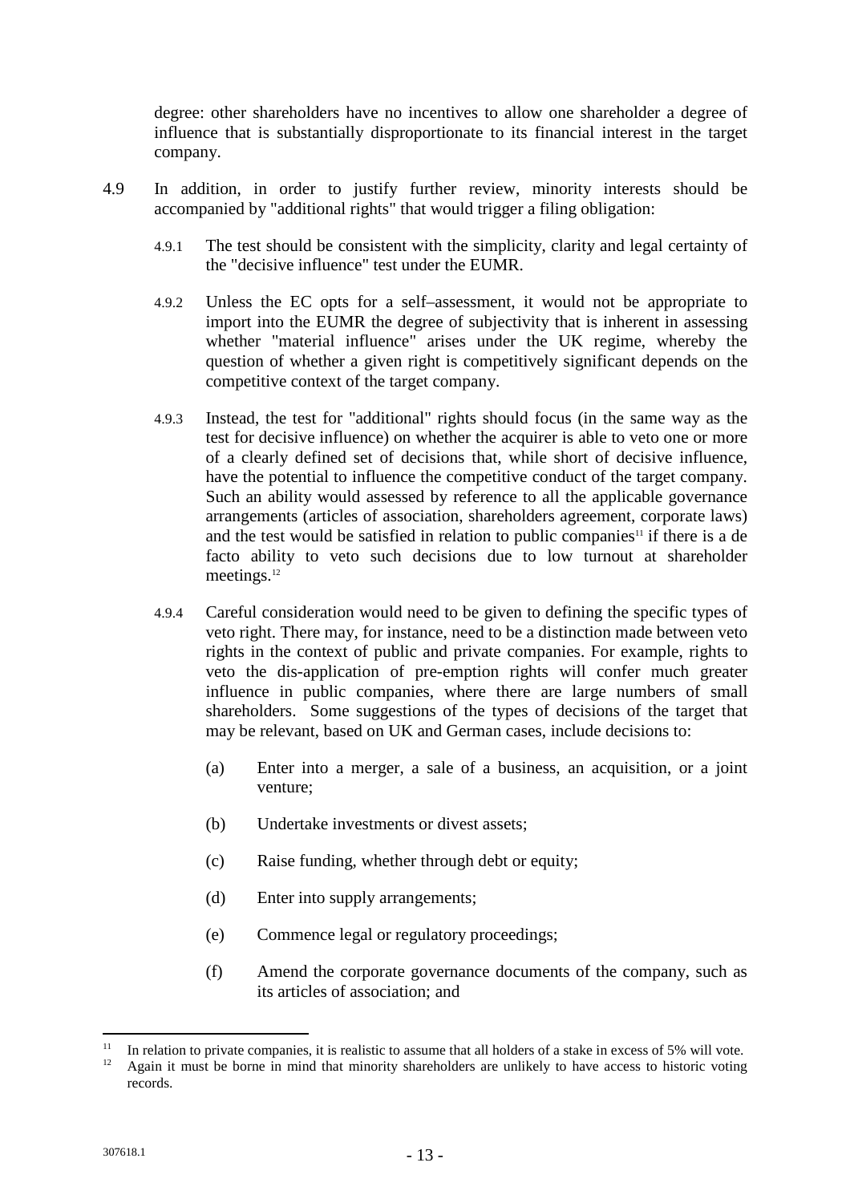degree: other shareholders have no incentives to allow one shareholder a degree of influence that is substantially disproportionate to its financial interest in the target company.

4.9 In addition, in order to justify further review, minority interests should be accompanied by "additional rights" that would trigger a filing obligation:

4.9.1 The test should be consistent with the simplicity, clarity and legal certainty of the "decisive influence" test under the EUMR.

4.9.2 Unless the EC opts for a self–assessment, it would not be appropriate to import into the EUMR the degree of subjectivity that is inherent in assessing whether "material influence" arises under the UK regime, whereby the question of whether a given right is competitively significant depends on the competitive context of the target company.

4.9.3 Instead, the test for "additional" rights should focus (in the same way as the test for decisive influence) on whether the acquirer is able to veto one or more of a clearly defined set of decisions that, while short of decisive influence, have the potential to influence the competitive conduct of the target company. Such an ability would assessed by reference to all the applicable governance arrangements (articles of association, shareholders agreement, corporate laws) and the test would be satisfied in relation to public companies[11] if there is a de facto ability to veto such decisions due to low turnout at shareholder meetings.[12]

4.9.4 Careful consideration would need to be given to defining the specific types of veto right. There may, for instance, need to be a distinction made between veto rights in the context of public and private companies. For example, rights to veto the dis-application of pre-emption rights will confer much greater influence in public companies, where there are large numbers of small shareholders. Some suggestions of the types of decisions of the target that may be relevant, based on UK and German cases, include decisions to:

(a) Enter into a merger, a sale of a business, an acquisition, or a joint venture;

(b) Undertake investments or divest assets;

(c) Raise funding, whether through debt or equity;

(d) Enter into supply arrangements;

(e) Commence legal or regulatory proceedings;

(f) Amend the corporate governance documents of the company, such as its articles of association; and

---

[11] In relation to private companies, it is realistic to assume that all holders of a stake in excess of 5% will vote.

[12] Again it must be borne in mind that minority shareholders are unlikely to have access to historic voting records.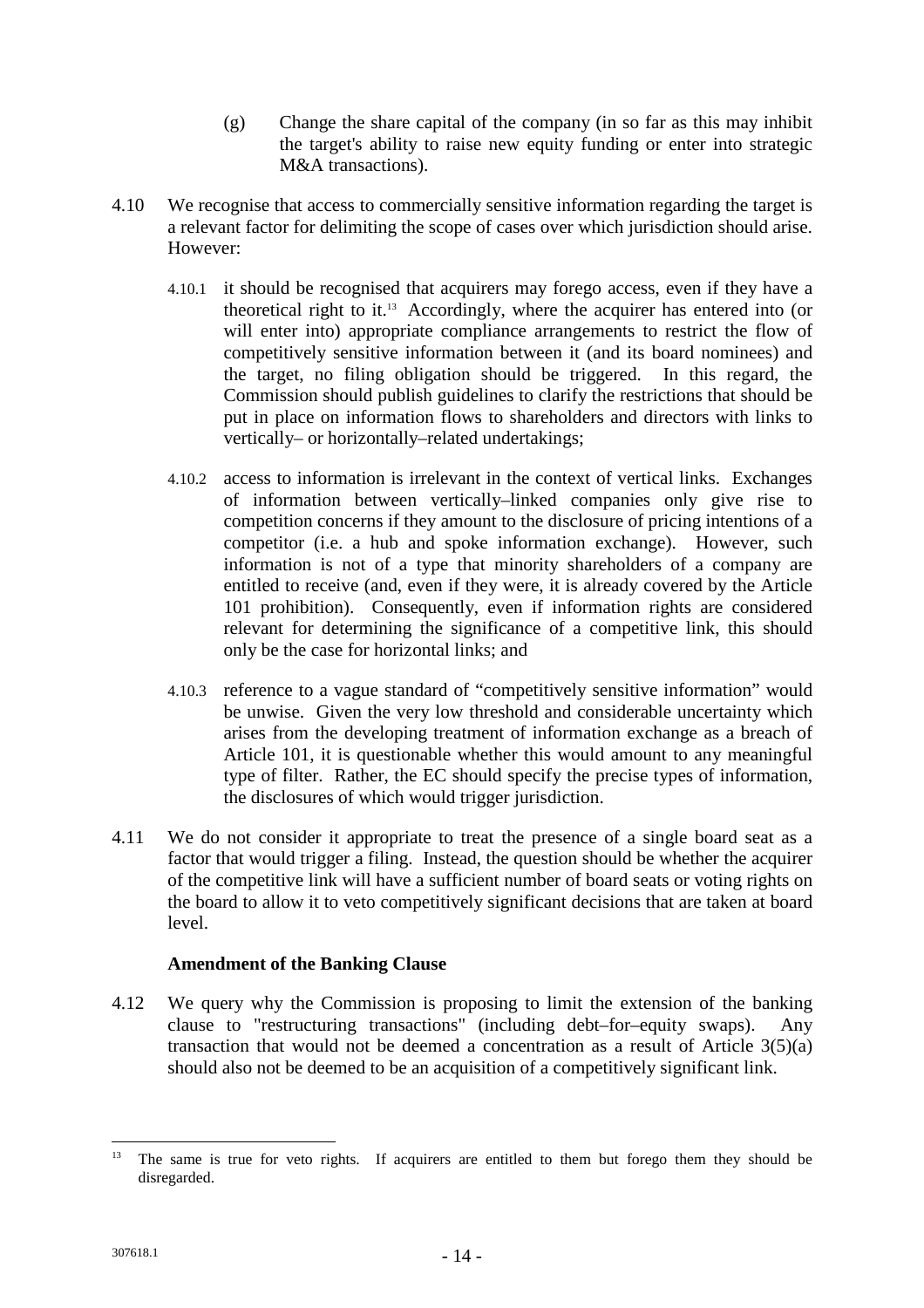(g) Change the share capital of the company (in so far as this may inhibit the target's ability to raise new equity funding or enter into strategic M&A transactions).

4.10 We recognise that access to commercially sensitive information regarding the target is a relevant factor for delimiting the scope of cases over which jurisdiction should arise. However:

4.10.1 it should be recognised that acquirers may forego access, even if they have a theoretical right to it.[13] Accordingly, where the acquirer has entered into (or will enter into) appropriate compliance arrangements to restrict the flow of competitively sensitive information between it (and its board nominees) and the target, no filing obligation should be triggered. In this regard, the Commission should publish guidelines to clarify the restrictions that should be put in place on information flows to shareholders and directors with links to vertically– or horizontally–related undertakings;

4.10.2 access to information is irrelevant in the context of vertical links. Exchanges of information between vertically–linked companies only give rise to competition concerns if they amount to the disclosure of pricing intentions of a competitor (i.e. a hub and spoke information exchange). However, such information is not of a type that minority shareholders of a company are entitled to receive (and, even if they were, it is already covered by the Article 101 prohibition). Consequently, even if information rights are considered relevant for determining the significance of a competitive link, this should only be the case for horizontal links; and

4.10.3 reference to a vague standard of "competitively sensitive information" would be unwise. Given the very low threshold and considerable uncertainty which arises from the developing treatment of information exchange as a breach of Article 101, it is questionable whether this would amount to any meaningful type of filter. Rather, the EC should specify the precise types of information, the disclosures of which would trigger jurisdiction.

4.11 We do not consider it appropriate to treat the presence of a single board seat as a factor that would trigger a filing. Instead, the question should be whether the acquirer of the competitive link will have a sufficient number of board seats or voting rights on the board to allow it to veto competitively significant decisions that are taken at board level.

**Amendment of the Banking Clause**

4.12 We query why the Commission is proposing to limit the extension of the banking clause to "restructuring transactions" (including debt–for–equity swaps). Any transaction that would not be deemed a concentration as a result of Article 3(5)(a) should also not be deemed to be an acquisition of a competitively significant link.

---

[13] The same is true for veto rights. If acquirers are entitled to them but forego them they should be disregarded.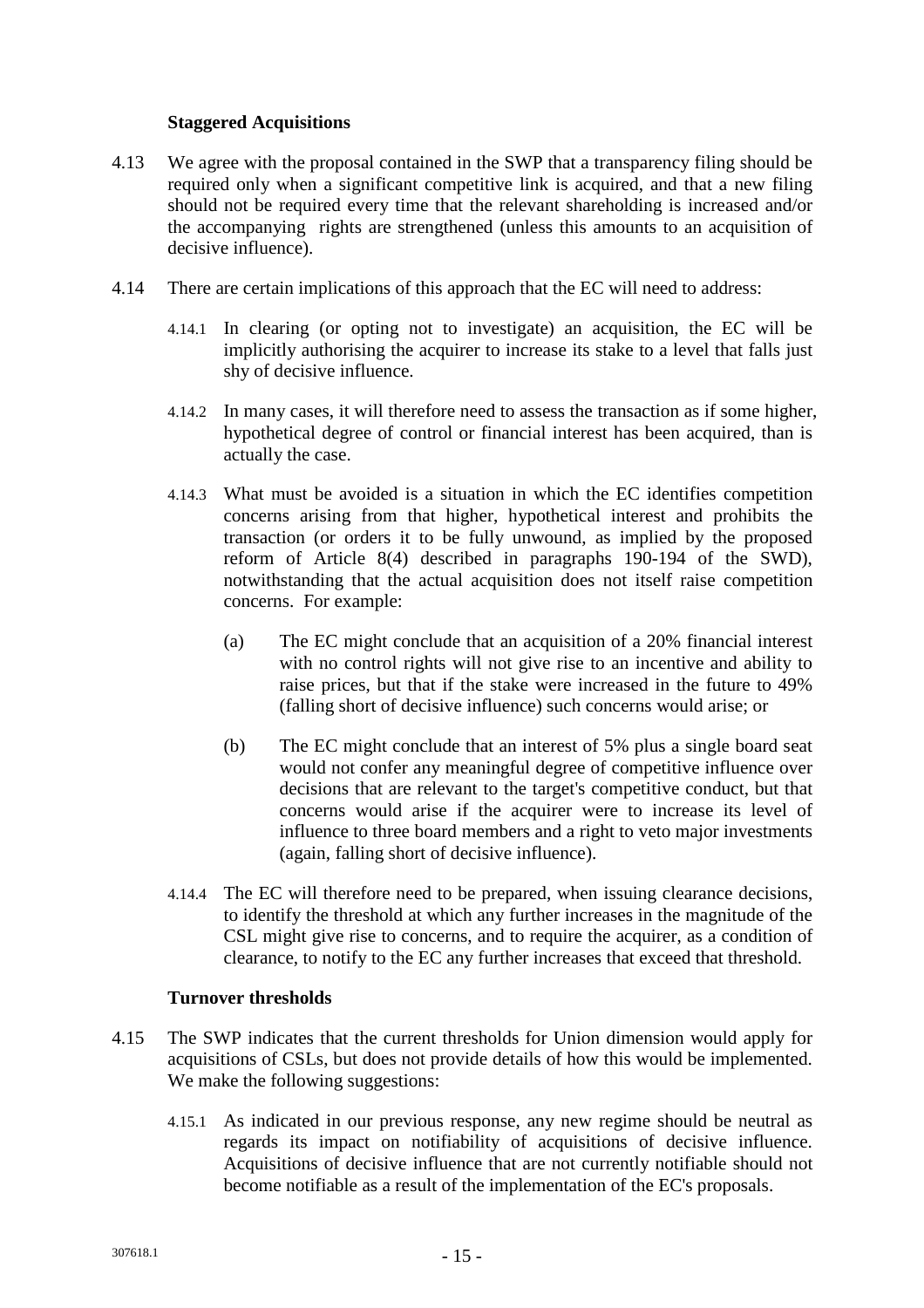### Staggered Acquisitions

4.13 We agree with the proposal contained in the SWP that a transparency filing should be required only when a significant competitive link is acquired, and that a new filing should not be required every time that the relevant shareholding is increased and/or the accompanying rights are strengthened (unless this amounts to an acquisition of decisive influence).

4.14 There are certain implications of this approach that the EC will need to address:

4.14.1 In clearing (or opting not to investigate) an acquisition, the EC will be implicitly authorising the acquirer to increase its stake to a level that falls just shy of decisive influence.

4.14.2 In many cases, it will therefore need to assess the transaction as if some higher, hypothetical degree of control or financial interest has been acquired, than is actually the case.

4.14.3 What must be avoided is a situation in which the EC identifies competition concerns arising from that higher, hypothetical interest and prohibits the transaction (or orders it to be fully unwound, as implied by the proposed reform of Article 8(4) described in paragraphs 190-194 of the SWD), notwithstanding that the actual acquisition does not itself raise competition concerns. For example:

(a) The EC might conclude that an acquisition of a 20% financial interest with no control rights will not give rise to an incentive and ability to raise prices, but that if the stake were increased in the future to 49% (falling short of decisive influence) such concerns would arise; or

(b) The EC might conclude that an interest of 5% plus a single board seat would not confer any meaningful degree of competitive influence over decisions that are relevant to the target's competitive conduct, but that concerns would arise if the acquirer were to increase its level of influence to three board members and a right to veto major investments (again, falling short of decisive influence).

4.14.4 The EC will therefore need to be prepared, when issuing clearance decisions, to identify the threshold at which any further increases in the magnitude of the CSL might give rise to concerns, and to require the acquirer, as a condition of clearance, to notify to the EC any further increases that exceed that threshold.

### Turnover thresholds

4.15 The SWP indicates that the current thresholds for Union dimension would apply for acquisitions of CSLs, but does not provide details of how this would be implemented. We make the following suggestions:

4.15.1 As indicated in our previous response, any new regime should be neutral as regards its impact on notifiability of acquisitions of decisive influence. Acquisitions of decisive influence that are not currently notifiable should not become notifiable as a result of the implementation of the EC's proposals.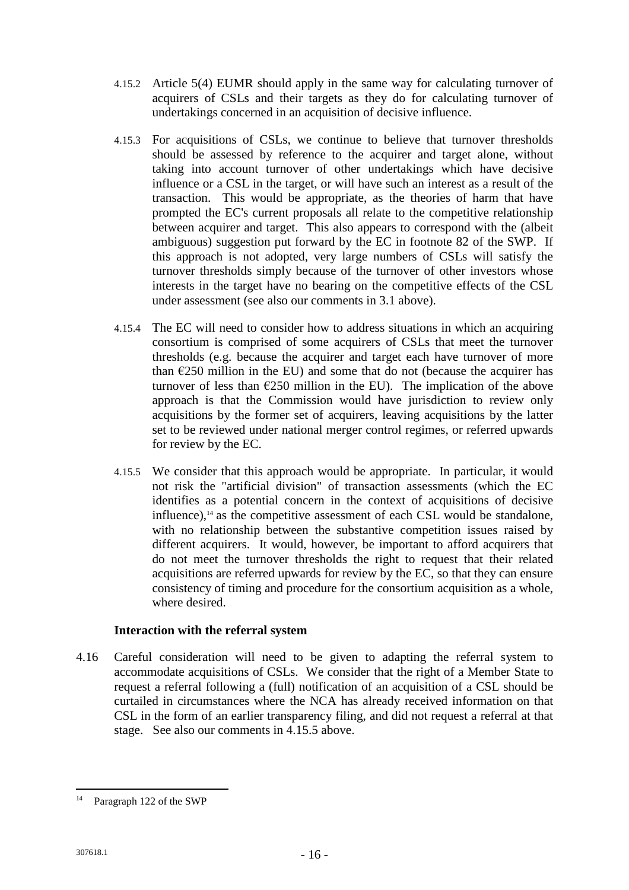4.15.2 Article 5(4) EUMR should apply in the same way for calculating turnover of acquirers of CSLs and their targets as they do for calculating turnover of undertakings concerned in an acquisition of decisive influence.

4.15.3 For acquisitions of CSLs, we continue to believe that turnover thresholds should be assessed by reference to the acquirer and target alone, without taking into account turnover of other undertakings which have decisive influence or a CSL in the target, or will have such an interest as a result of the transaction. This would be appropriate, as the theories of harm that have prompted the EC's current proposals all relate to the competitive relationship between acquirer and target. This also appears to correspond with the (albeit ambiguous) suggestion put forward by the EC in footnote 82 of the SWP. If this approach is not adopted, very large numbers of CSLs will satisfy the turnover thresholds simply because of the turnover of other investors whose interests in the target have no bearing on the competitive effects of the CSL under assessment (see also our comments in 3.1 above).

4.15.4 The EC will need to consider how to address situations in which an acquiring consortium is comprised of some acquirers of CSLs that meet the turnover thresholds (e.g. because the acquirer and target each have turnover of more than €250 million in the EU) and some that do not (because the acquirer has turnover of less than €250 million in the EU). The implication of the above approach is that the Commission would have jurisdiction to review only acquisitions by the former set of acquirers, leaving acquisitions by the latter set to be reviewed under national merger control regimes, or referred upwards for review by the EC.

4.15.5 We consider that this approach would be appropriate. In particular, it would not risk the "artificial division" of transaction assessments (which the EC identifies as a potential concern in the context of acquisitions of decisive influence),[14] as the competitive assessment of each CSL would be standalone, with no relationship between the substantive competition issues raised by different acquirers. It would, however, be important to afford acquirers that do not meet the turnover thresholds the right to request that their related acquisitions are referred upwards for review by the EC, so that they can ensure consistency of timing and procedure for the consortium acquisition as a whole, where desired.

**Interaction with the referral system**

4.16 Careful consideration will need to be given to adapting the referral system to accommodate acquisitions of CSLs. We consider that the right of a Member State to request a referral following a (full) notification of an acquisition of a CSL should be curtailed in circumstances where the NCA has already received information on that CSL in the form of an earlier transparency filing, and did not request a referral at that stage. See also our comments in 4.15.5 above.

---

[14] Paragraph 122 of the SWP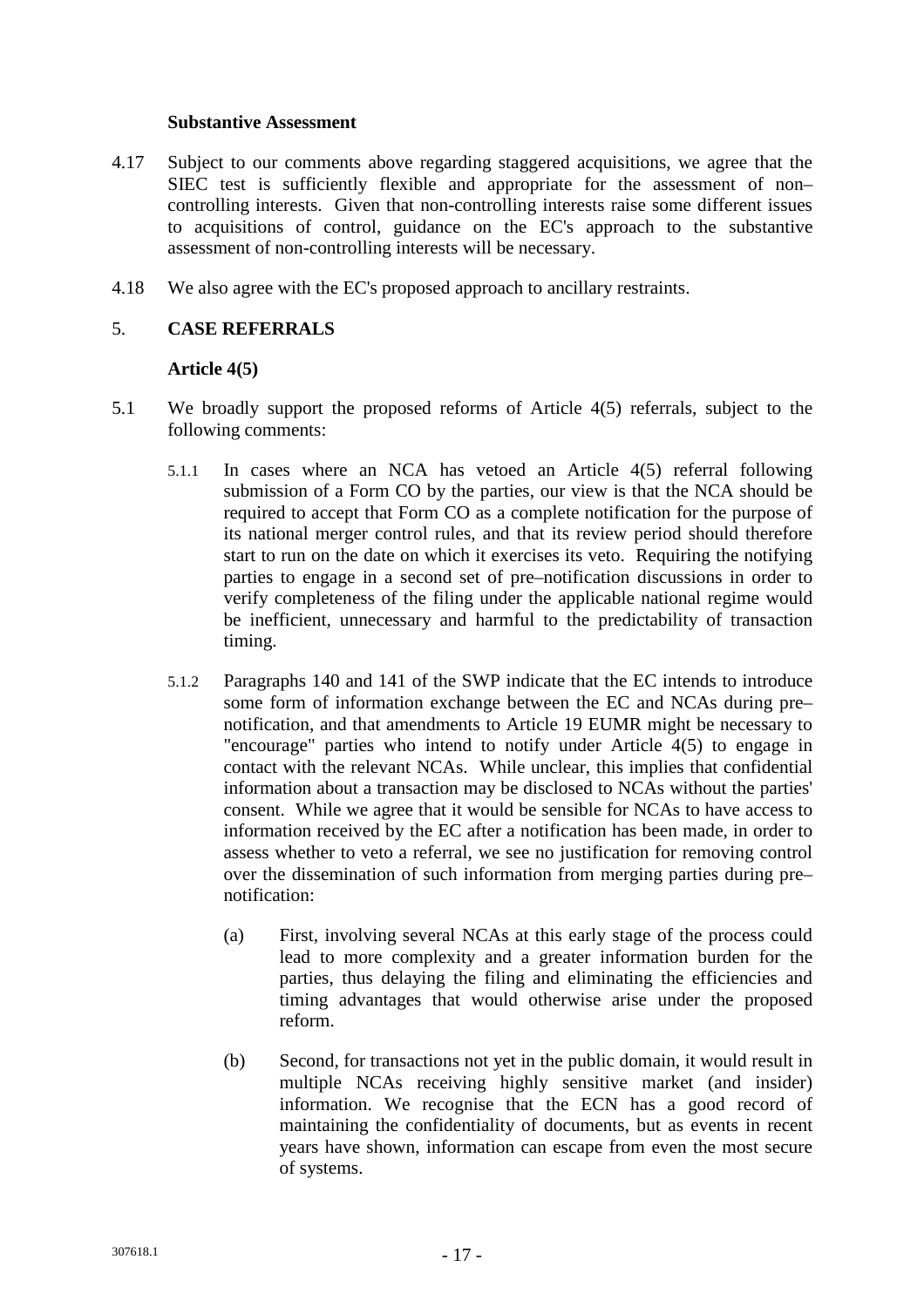### Substantive Assessment

4.17 Subject to our comments above regarding staggered acquisitions, we agree that the SIEC test is sufficiently flexible and appropriate for the assessment of non–controlling interests. Given that non-controlling interests raise some different issues to acquisitions of control, guidance on the EC's approach to the substantive assessment of non-controlling interests will be necessary.

4.18 We also agree with the EC's proposed approach to ancillary restraints.

## 5. CASE REFERRALS

### Article 4(5)

5.1 We broadly support the proposed reforms of Article 4(5) referrals, subject to the following comments:

5.1.1 In cases where an NCA has vetoed an Article 4(5) referral following submission of a Form CO by the parties, our view is that the NCA should be required to accept that Form CO as a complete notification for the purpose of its national merger control rules, and that its review period should therefore start to run on the date on which it exercises its veto. Requiring the notifying parties to engage in a second set of pre–notification discussions in order to verify completeness of the filing under the applicable national regime would be inefficient, unnecessary and harmful to the predictability of transaction timing.

5.1.2 Paragraphs 140 and 141 of the SWP indicate that the EC intends to introduce some form of information exchange between the EC and NCAs during pre–notification, and that amendments to Article 19 EUMR might be necessary to "encourage" parties who intend to notify under Article 4(5) to engage in contact with the relevant NCAs. While unclear, this implies that confidential information about a transaction may be disclosed to NCAs without the parties' consent. While we agree that it would be sensible for NCAs to have access to information received by the EC after a notification has been made, in order to assess whether to veto a referral, we see no justification for removing control over the dissemination of such information from merging parties during pre–notification:

(a) First, involving several NCAs at this early stage of the process could lead to more complexity and a greater information burden for the parties, thus delaying the filing and eliminating the efficiencies and timing advantages that would otherwise arise under the proposed reform.

(b) Second, for transactions not yet in the public domain, it would result in multiple NCAs receiving highly sensitive market (and insider) information. We recognise that the ECN has a good record of maintaining the confidentiality of documents, but as events in recent years have shown, information can escape from even the most secure of systems.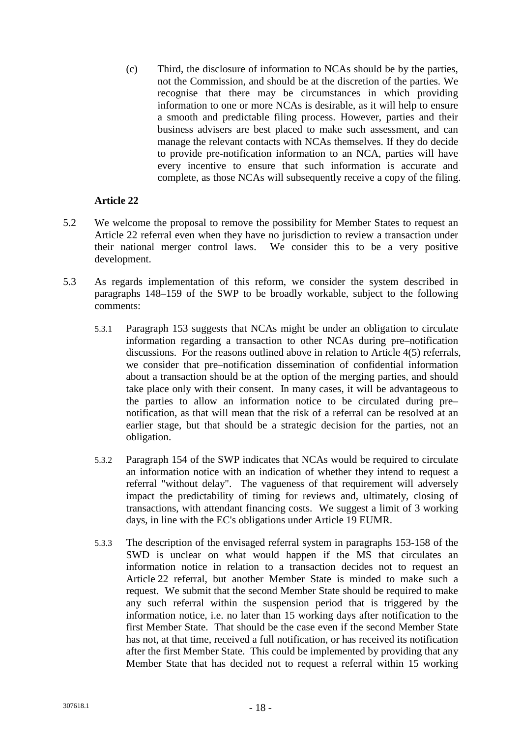(c) Third, the disclosure of information to NCAs should be by the parties, not the Commission, and should be at the discretion of the parties. We recognise that there may be circumstances in which providing information to one or more NCAs is desirable, as it will help to ensure a smooth and predictable filing process. However, parties and their business advisers are best placed to make such assessment, and can manage the relevant contacts with NCAs themselves. If they do decide to provide pre-notification information to an NCA, parties will have every incentive to ensure that such information is accurate and complete, as those NCAs will subsequently receive a copy of the filing.

**Article 22**

5.2 We welcome the proposal to remove the possibility for Member States to request an Article 22 referral even when they have no jurisdiction to review a transaction under their national merger control laws. We consider this to be a very positive development.

5.3 As regards implementation of this reform, we consider the system described in paragraphs 148–159 of the SWP to be broadly workable, subject to the following comments:

5.3.1 Paragraph 153 suggests that NCAs might be under an obligation to circulate information regarding a transaction to other NCAs during pre–notification discussions. For the reasons outlined above in relation to Article 4(5) referrals, we consider that pre–notification dissemination of confidential information about a transaction should be at the option of the merging parties, and should take place only with their consent. In many cases, it will be advantageous to the parties to allow an information notice to be circulated during pre–notification, as that will mean that the risk of a referral can be resolved at an earlier stage, but that should be a strategic decision for the parties, not an obligation.

5.3.2 Paragraph 154 of the SWP indicates that NCAs would be required to circulate an information notice with an indication of whether they intend to request a referral "without delay". The vagueness of that requirement will adversely impact the predictability of timing for reviews and, ultimately, closing of transactions, with attendant financing costs. We suggest a limit of 3 working days, in line with the EC's obligations under Article 19 EUMR.

5.3.3 The description of the envisaged referral system in paragraphs 153-158 of the SWD is unclear on what would happen if the MS that circulates an information notice in relation to a transaction decides not to request an Article 22 referral, but another Member State is minded to make such a request. We submit that the second Member State should be required to make any such referral within the suspension period that is triggered by the information notice, i.e. no later than 15 working days after notification to the first Member State. That should be the case even if the second Member State has not, at that time, received a full notification, or has received its notification after the first Member State. This could be implemented by providing that any Member State that has decided not to request a referral within 15 working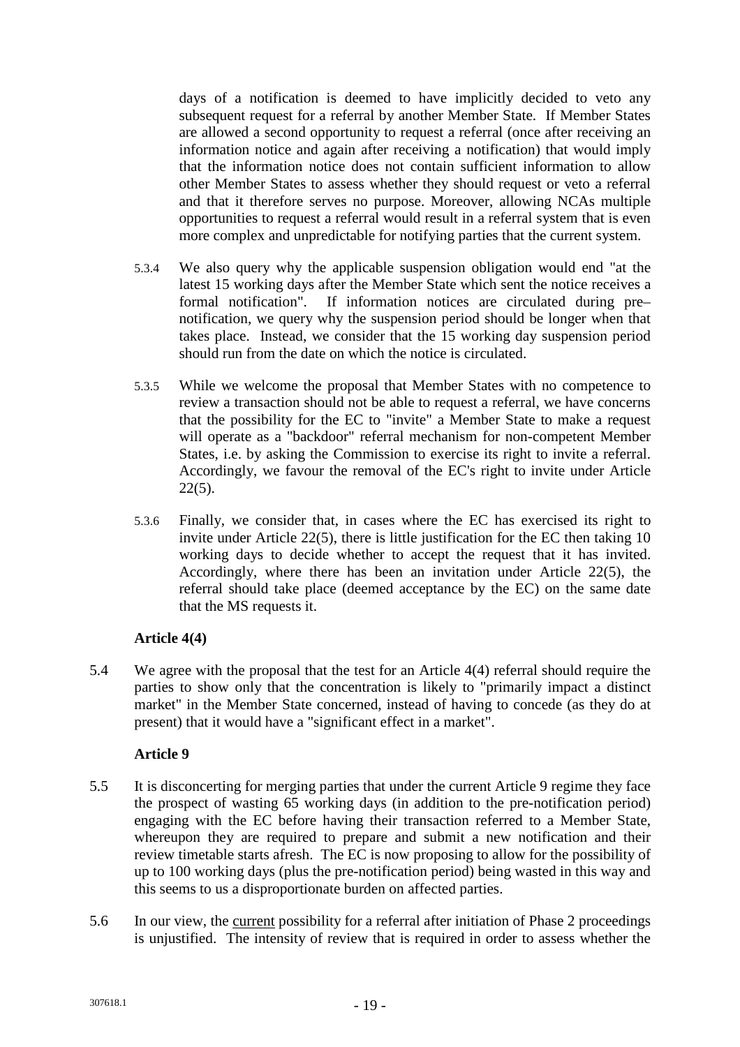days of a notification is deemed to have implicitly decided to veto any subsequent request for a referral by another Member State. If Member States are allowed a second opportunity to request a referral (once after receiving an information notice and again after receiving a notification) that would imply that the information notice does not contain sufficient information to allow other Member States to assess whether they should request or veto a referral and that it therefore serves no purpose. Moreover, allowing NCAs multiple opportunities to request a referral would result in a referral system that is even more complex and unpredictable for notifying parties that the current system.

5.3.4 We also query why the applicable suspension obligation would end "at the latest 15 working days after the Member State which sent the notice receives a formal notification". If information notices are circulated during pre–notification, we query why the suspension period should be longer when that takes place. Instead, we consider that the 15 working day suspension period should run from the date on which the notice is circulated.

5.3.5 While we welcome the proposal that Member States with no competence to review a transaction should not be able to request a referral, we have concerns that the possibility for the EC to "invite" a Member State to make a request will operate as a "backdoor" referral mechanism for non-competent Member States, i.e. by asking the Commission to exercise its right to invite a referral. Accordingly, we favour the removal of the EC's right to invite under Article 22(5).

5.3.6 Finally, we consider that, in cases where the EC has exercised its right to invite under Article 22(5), there is little justification for the EC then taking 10 working days to decide whether to accept the request that it has invited. Accordingly, where there has been an invitation under Article 22(5), the referral should take place (deemed acceptance by the EC) on the same date that the MS requests it.

**Article 4(4)**

5.4 We agree with the proposal that the test for an Article 4(4) referral should require the parties to show only that the concentration is likely to "primarily impact a distinct market" in the Member State concerned, instead of having to concede (as they do at present) that it would have a "significant effect in a market".

**Article 9**

5.5 It is disconcerting for merging parties that under the current Article 9 regime they face the prospect of wasting 65 working days (in addition to the pre-notification period) engaging with the EC before having their transaction referred to a Member State, whereupon they are required to prepare and submit a new notification and their review timetable starts afresh. The EC is now proposing to allow for the possibility of up to 100 working days (plus the pre-notification period) being wasted in this way and this seems to us a disproportionate burden on affected parties.

5.6 In our view, the current possibility for a referral after initiation of Phase 2 proceedings is unjustified. The intensity of review that is required in order to assess whether the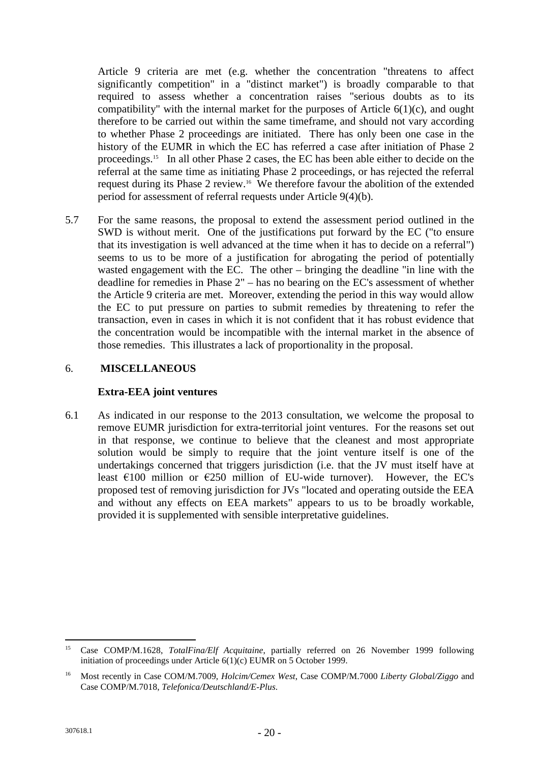Article 9 criteria are met (e.g. whether the concentration "threatens to affect significantly competition" in a "distinct market") is broadly comparable to that required to assess whether a concentration raises "serious doubts as to its compatibility" with the internal market for the purposes of Article 6(1)(c), and ought therefore to be carried out within the same timeframe, and should not vary according to whether Phase 2 proceedings are initiated. There has only been one case in the history of the EUMR in which the EC has referred a case after initiation of Phase 2 proceedings.[15] In all other Phase 2 cases, the EC has been able either to decide on the referral at the same time as initiating Phase 2 proceedings, or has rejected the referral request during its Phase 2 review.[16] We therefore favour the abolition of the extended period for assessment of referral requests under Article 9(4)(b).

5.7 For the same reasons, the proposal to extend the assessment period outlined in the SWD is without merit. One of the justifications put forward by the EC ("to ensure that its investigation is well advanced at the time when it has to decide on a referral") seems to us to be more of a justification for abrogating the period of potentially wasted engagement with the EC. The other – bringing the deadline "in line with the deadline for remedies in Phase 2" – has no bearing on the EC's assessment of whether the Article 9 criteria are met. Moreover, extending the period in this way would allow the EC to put pressure on parties to submit remedies by threatening to refer the transaction, even in cases in which it is not confident that it has robust evidence that the concentration would be incompatible with the internal market in the absence of those remedies. This illustrates a lack of proportionality in the proposal.

## 6. MISCELLANEOUS

### Extra-EEA joint ventures

6.1 As indicated in our response to the 2013 consultation, we welcome the proposal to remove EUMR jurisdiction for extra-territorial joint ventures. For the reasons set out in that response, we continue to believe that the cleanest and most appropriate solution would be simply to require that the joint venture itself is one of the undertakings concerned that triggers jurisdiction (i.e. that the JV must itself have at least €100 million or €250 million of EU-wide turnover). However, the EC's proposed test of removing jurisdiction for JVs "located and operating outside the EEA and without any effects on EEA markets" appears to us to be broadly workable, provided it is supplemented with sensible interpretative guidelines.

---

[15] Case COMP/M.1628, *TotalFina/Elf Acquitaine*, partially referred on 26 November 1999 following initiation of proceedings under Article 6(1)(c) EUMR on 5 October 1999.

[16] Most recently in Case COM/M.7009, *Holcim/Cemex West*, Case COMP/M.7000 *Liberty Global/Ziggo* and Case COMP/M.7018, *Telefonica/Deutschland/E-Plus*.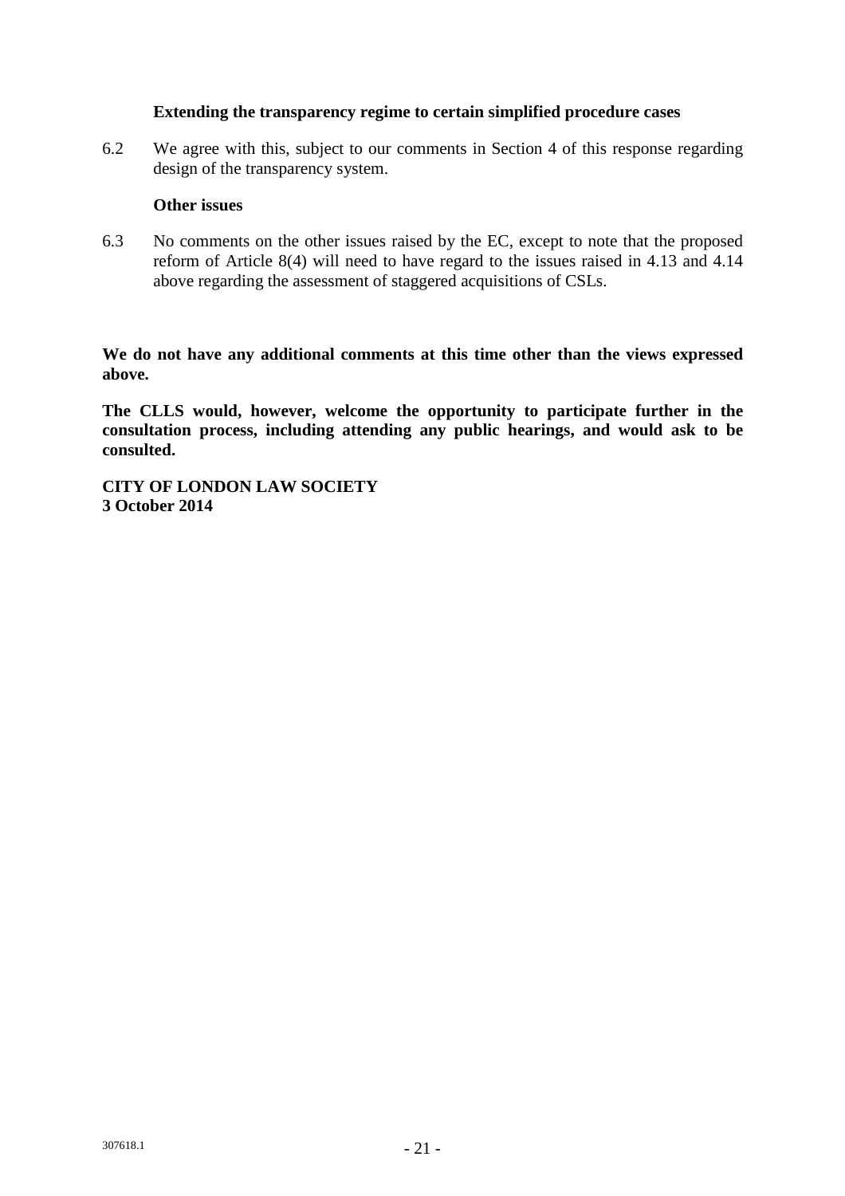**Extending the transparency regime to certain simplified procedure cases**

6.2 We agree with this, subject to our comments in Section 4 of this response regarding design of the transparency system.

**Other issues**

6.3 No comments on the other issues raised by the EC, except to note that the proposed reform of Article 8(4) will need to have regard to the issues raised in 4.13 and 4.14 above regarding the assessment of staggered acquisitions of CSLs.

**We do not have any additional comments at this time other than the views expressed above.**

**The CLLS would, however, welcome the opportunity to participate further in the consultation process, including attending any public hearings, and would ask to be consulted.**

**CITY OF LONDON LAW SOCIETY**
**3 October 2014**

307618.1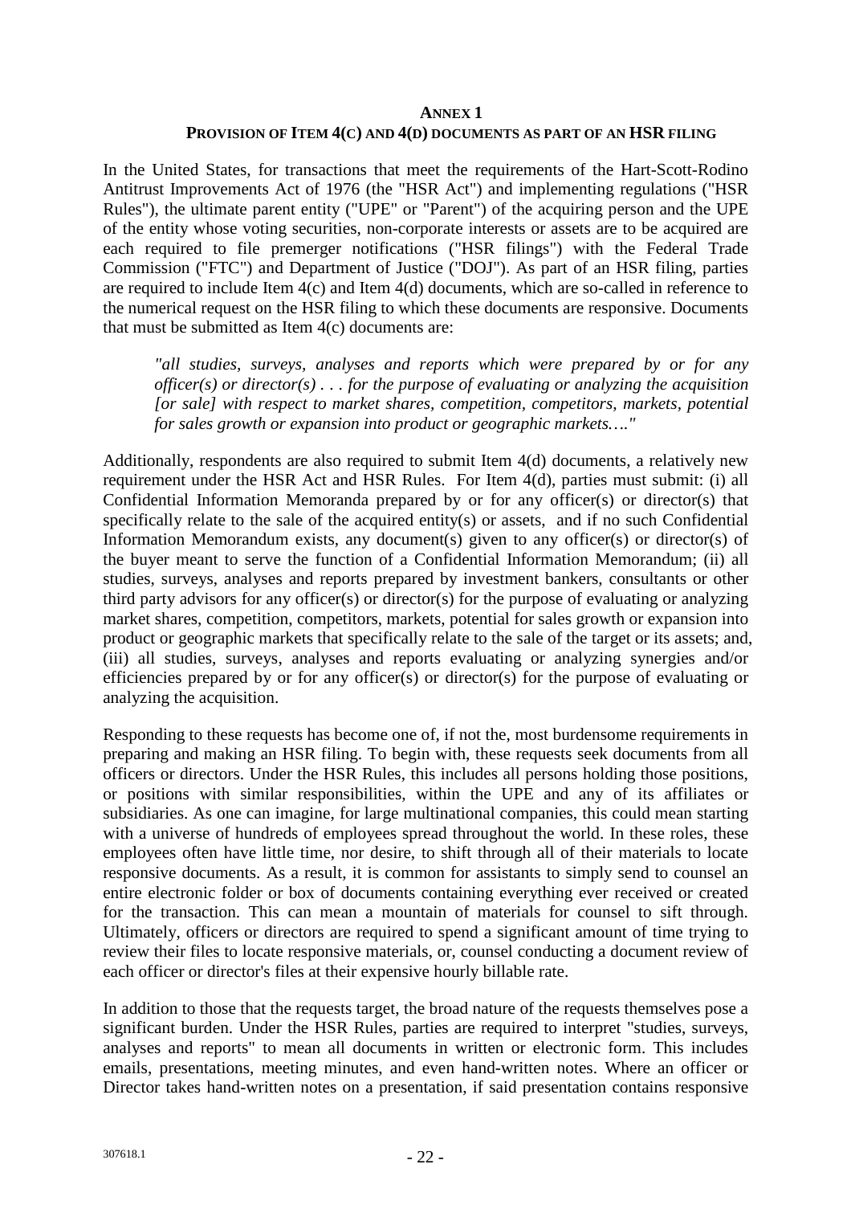# ANNEX 1

## PROVISION OF ITEM 4(C) AND 4(D) DOCUMENTS AS PART OF AN HSR FILING

In the United States, for transactions that meet the requirements of the Hart-Scott-Rodino Antitrust Improvements Act of 1976 (the "HSR Act") and implementing regulations ("HSR Rules"), the ultimate parent entity ("UPE" or "Parent") of the acquiring person and the UPE of the entity whose voting securities, non-corporate interests or assets are to be acquired are each required to file premerger notifications ("HSR filings") with the Federal Trade Commission ("FTC") and Department of Justice ("DOJ"). As part of an HSR filing, parties are required to include Item 4(c) and Item 4(d) documents, which are so-called in reference to the numerical request on the HSR filing to which these documents are responsive. Documents that must be submitted as Item 4(c) documents are:

> *"all studies, surveys, analyses and reports which were prepared by or for any officer(s) or director(s) . . . for the purpose of evaluating or analyzing the acquisition [or sale] with respect to market shares, competition, competitors, markets, potential for sales growth or expansion into product or geographic markets…."*

Additionally, respondents are also required to submit Item 4(d) documents, a relatively new requirement under the HSR Act and HSR Rules. For Item 4(d), parties must submit: (i) all Confidential Information Memoranda prepared by or for any officer(s) or director(s) that specifically relate to the sale of the acquired entity(s) or assets, and if no such Confidential Information Memorandum exists, any document(s) given to any officer(s) or director(s) of the buyer meant to serve the function of a Confidential Information Memorandum; (ii) all studies, surveys, analyses and reports prepared by investment bankers, consultants or other third party advisors for any officer(s) or director(s) for the purpose of evaluating or analyzing market shares, competition, competitors, markets, potential for sales growth or expansion into product or geographic markets that specifically relate to the sale of the target or its assets; and, (iii) all studies, surveys, analyses and reports evaluating or analyzing synergies and/or efficiencies prepared by or for any officer(s) or director(s) for the purpose of evaluating or analyzing the acquisition.

Responding to these requests has become one of, if not the, most burdensome requirements in preparing and making an HSR filing. To begin with, these requests seek documents from all officers or directors. Under the HSR Rules, this includes all persons holding those positions, or positions with similar responsibilities, within the UPE and any of its affiliates or subsidiaries. As one can imagine, for large multinational companies, this could mean starting with a universe of hundreds of employees spread throughout the world. In these roles, these employees often have little time, nor desire, to shift through all of their materials to locate responsive documents. As a result, it is common for assistants to simply send to counsel an entire electronic folder or box of documents containing everything ever received or created for the transaction. This can mean a mountain of materials for counsel to sift through. Ultimately, officers or directors are required to spend a significant amount of time trying to review their files to locate responsive materials, or, counsel conducting a document review of each officer or director's files at their expensive hourly billable rate.

In addition to those that the requests target, the broad nature of the requests themselves pose a significant burden. Under the HSR Rules, parties are required to interpret "studies, surveys, analyses and reports" to mean all documents in written or electronic form. This includes emails, presentations, meeting minutes, and even hand-written notes. Where an officer or Director takes hand-written notes on a presentation, if said presentation contains responsive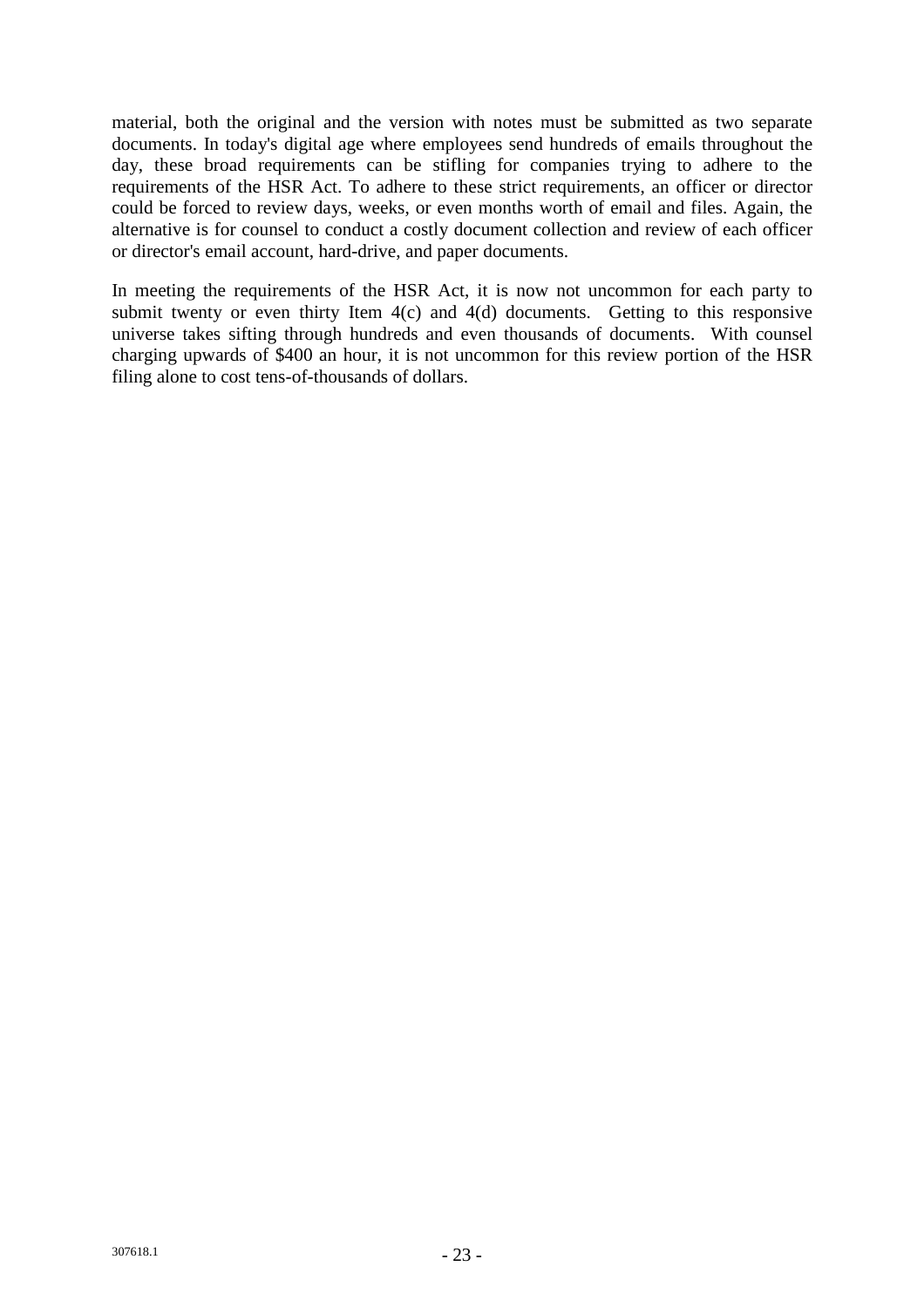material, both the original and the version with notes must be submitted as two separate documents. In today's digital age where employees send hundreds of emails throughout the day, these broad requirements can be stifling for companies trying to adhere to the requirements of the HSR Act. To adhere to these strict requirements, an officer or director could be forced to review days, weeks, or even months worth of email and files. Again, the alternative is for counsel to conduct a costly document collection and review of each officer or director's email account, hard-drive, and paper documents.

In meeting the requirements of the HSR Act, it is now not uncommon for each party to submit twenty or even thirty Item 4(c) and 4(d) documents. Getting to this responsive universe takes sifting through hundreds and even thousands of documents. With counsel charging upwards of $400 an hour, it is not uncommon for this review portion of the HSR filing alone to cost tens-of-thousands of dollars.